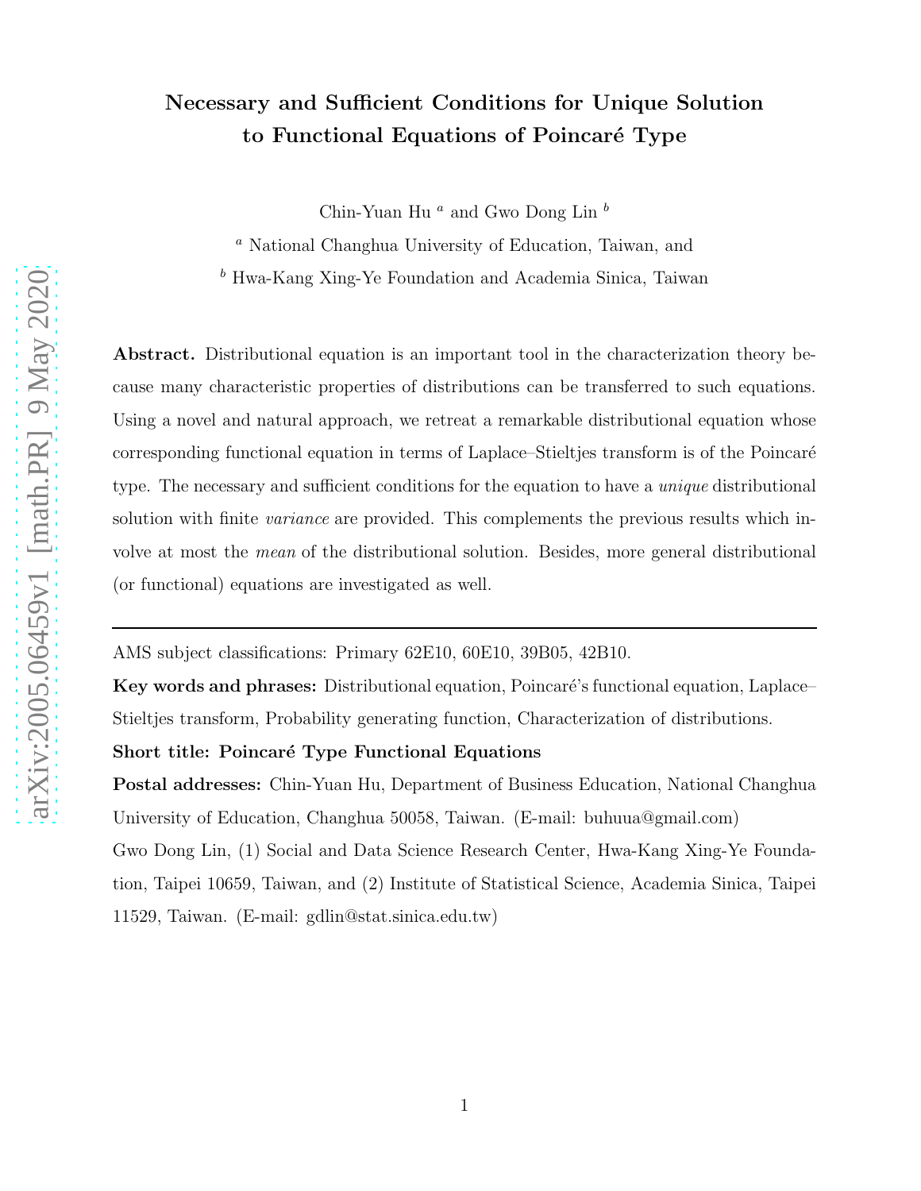# Necessary and Sufficient Conditions for Unique Solution to Functional Equations of Poincaré Type

Chin-Yuan Hu [a] and Gwo Dong Lin [b]

[a] National Changhua University of Education, Taiwan, and

[b] Hwa-Kang Xing-Ye Foundation and Academia Sinica, Taiwan

**Abstract.** Distributional equation is an important tool in the characterization theory because many characteristic properties of distributions can be transferred to such equations. Using a novel and natural approach, we retreat a remarkable distributional equation whose corresponding functional equation in terms of Laplace–Stieltjes transform is of the Poincaré type. The necessary and sufficient conditions for the equation to have a *unique* distributional solution with finite *variance* are provided. This complements the previous results which involve at most the *mean* of the distributional solution. Besides, more general distributional (or functional) equations are investigated as well.

---

AMS subject classifications: Primary 62E10, 60E10, 39B05, 42B10.

**Key words and phrases:** Distributional equation, Poincaré's functional equation, Laplace–Stieltjes transform, Probability generating function, Characterization of distributions.

**Short title: Poincaré Type Functional Equations**

**Postal addresses:** Chin-Yuan Hu, Department of Business Education, National Changhua University of Education, Changhua 50058, Taiwan. (E-mail: buhuua@gmail.com)

Gwo Dong Lin, (1) Social and Data Science Research Center, Hwa-Kang Xing-Ye Foundation, Taipei 10659, Taiwan, and (2) Institute of Statistical Science, Academia Sinica, Taipei 11529, Taiwan. (E-mail: gdlin@stat.sinica.edu.tw)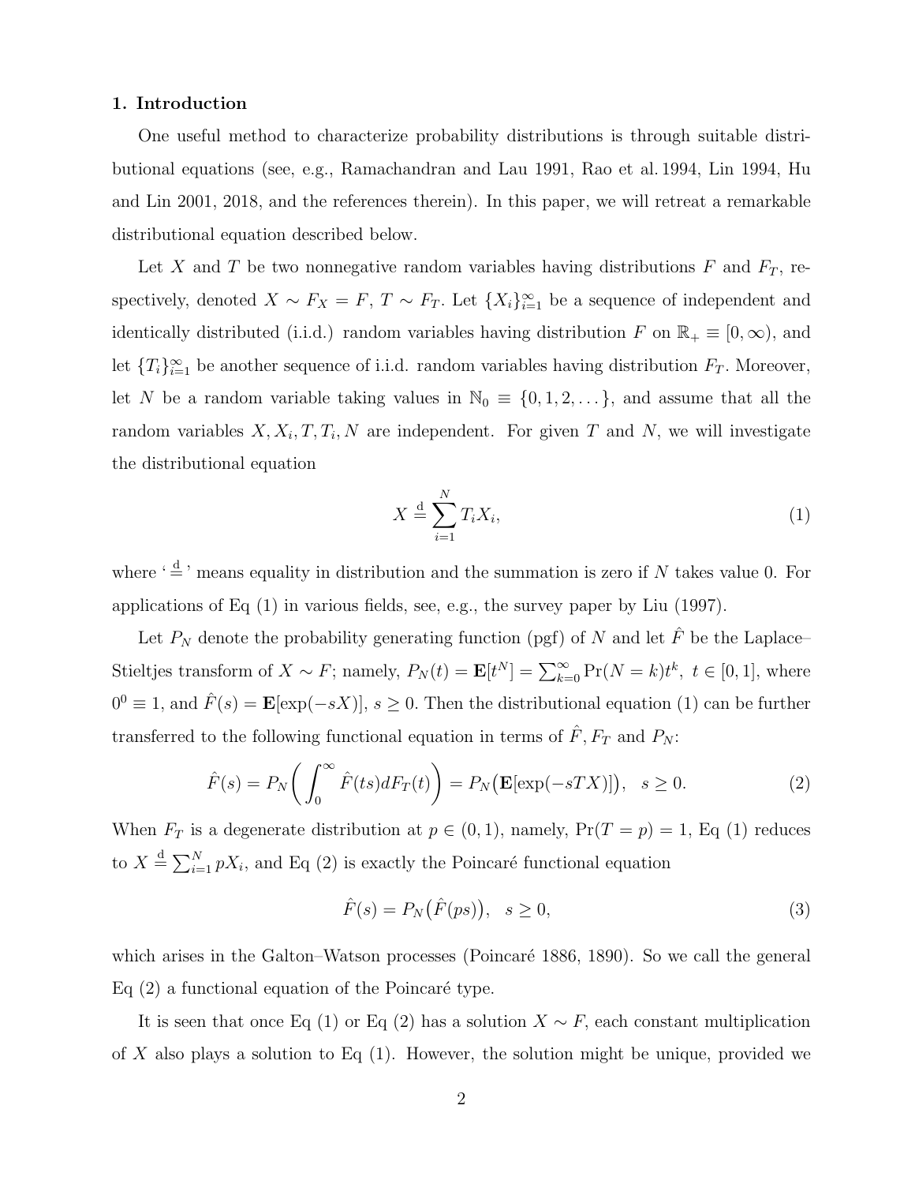## 1. Introduction

One useful method to characterize probability distributions is through suitable distributional equations (see, e.g., Ramachandran and Lau 1991, Rao et al. 1994, Lin 1994, Hu and Lin 2001, 2018, and the references therein). In this paper, we will retreat a remarkable distributional equation described below.

Let $X$ and $T$ be two nonnegative random variables having distributions $F$ and $F_T$, respectively, denoted $X \sim F_X = F$, $T \sim F_T$. Let $\{X_i\}_{i=1}^{\infty}$ be a sequence of independent and identically distributed (i.i.d.) random variables having distribution $F$ on $\mathbb{R}_+ \equiv [0, \infty)$, and let $\{T_i\}_{i=1}^{\infty}$ be another sequence of i.i.d. random variables having distribution $F_T$. Moreover, let $N$ be a random variable taking values in $\mathbb{N}_0 \equiv \{0, 1, 2, \dots\}$, and assume that all the random variables $X, X_i, T, T_i, N$ are independent. For given $T$ and $N$, we will investigate the distributional equation

$$X \stackrel{\mathrm{d}}{=} \sum_{i=1}^{N} T_i X_i, \tag{1}$$

where '$\stackrel{\mathrm{d}}{=}$' means equality in distribution and the summation is zero if $N$ takes value 0. For applications of Eq (1) in various fields, see, e.g., the survey paper by Liu (1997).

Let $P_N$ denote the probability generating function (pgf) of $N$ and let $\hat{F}$ be the Laplace–Stieltjes transform of $X \sim F$; namely, $P_N(t) = \mathbf{E}[t^N] = \sum_{k=0}^{\infty} \Pr(N = k) t^k,\ t \in [0, 1]$, where $0^0 \equiv 1$, and $\hat{F}(s) = \mathbf{E}[\exp(-sX)]$, $s \geq 0$. Then the distributional equation (1) can be further transferred to the following functional equation in terms of $\hat{F}, F_T$ and $P_N$:

$$\hat{F}(s) = P_N\left(\int_0^{\infty} \hat{F}(ts) dF_T(t)\right) = P_N\big(\mathbf{E}[\exp(-sTX)]\big), \quad s \geq 0. \tag{2}$$

When $F_T$ is a degenerate distribution at $p \in (0, 1)$, namely, $\Pr(T = p) = 1$, Eq (1) reduces to $X \stackrel{\mathrm{d}}{=} \sum_{i=1}^{N} pX_i$, and Eq (2) is exactly the Poincaré functional equation

$$\hat{F}(s) = P_N\big(\hat{F}(ps)\big), \quad s \geq 0, \tag{3}$$

which arises in the Galton–Watson processes (Poincaré 1886, 1890). So we call the general Eq (2) a functional equation of the Poincaré type.

It is seen that once Eq (1) or Eq (2) has a solution $X \sim F$, each constant multiplication of $X$ also plays a solution to Eq (1). However, the solution might be unique, provided we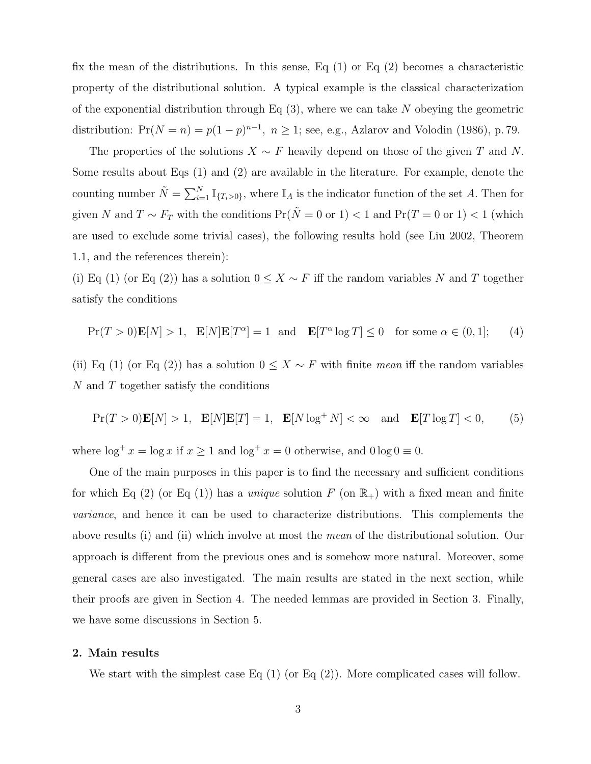fix the mean of the distributions. In this sense, Eq (1) or Eq (2) becomes a characteristic property of the distributional solution. A typical example is the classical characterization of the exponential distribution through Eq (3), where we can take $N$ obeying the geometric distribution: $\Pr(N = n) = p(1-p)^{n-1},\ n \ge 1$; see, e.g., Azlarov and Volodin (1986), p. 79.

The properties of the solutions $X \sim F$ heavily depend on those of the given $T$ and $N$. Some results about Eqs (1) and (2) are available in the literature. For example, denote the counting number $\tilde{N} = \sum_{i=1}^{N} \mathbb{I}_{\{T_i > 0\}}$, where $\mathbb{I}_A$ is the indicator function of the set $A$. Then for given $N$ and $T \sim F_T$ with the conditions $\Pr(\tilde{N} = 0 \text{ or } 1) < 1$ and $\Pr(T = 0 \text{ or } 1) < 1$ (which are used to exclude some trivial cases), the following results hold (see Liu 2002, Theorem 1.1, and the references therein):

(i) Eq (1) (or Eq (2)) has a solution $0 \le X \sim F$ iff the random variables $N$ and $T$ together satisfy the conditions

$$\Pr(T > 0)\mathbf{E}[N] > 1, \quad \mathbf{E}[N]\mathbf{E}[T^{\alpha}] = 1 \quad \text{and} \quad \mathbf{E}[T^{\alpha} \log T] \le 0 \quad \text{for some } \alpha \in (0, 1]; \tag{4}$$

(ii) Eq (1) (or Eq (2)) has a solution $0 \le X \sim F$ with finite *mean* iff the random variables $N$ and $T$ together satisfy the conditions

$$\Pr(T > 0)\mathbf{E}[N] > 1, \quad \mathbf{E}[N]\mathbf{E}[T] = 1, \quad \mathbf{E}[N \log^{+} N] < \infty \quad \text{and} \quad \mathbf{E}[T \log T] < 0, \tag{5}$$

where $\log^{+} x = \log x$ if $x \ge 1$ and $\log^{+} x = 0$ otherwise, and $0 \log 0 \equiv 0$.

One of the main purposes in this paper is to find the necessary and sufficient conditions for which Eq (2) (or Eq (1)) has a *unique* solution $F$ (on $\mathbb{R}_+$) with a fixed mean and finite *variance*, and hence it can be used to characterize distributions. This complements the above results (i) and (ii) which involve at most the *mean* of the distributional solution. Our approach is different from the previous ones and is somehow more natural. Moreover, some general cases are also investigated. The main results are stated in the next section, while their proofs are given in Section 4. The needed lemmas are provided in Section 3. Finally, we have some discussions in Section 5.

## 2. Main results

We start with the simplest case Eq (1) (or Eq (2)). More complicated cases will follow.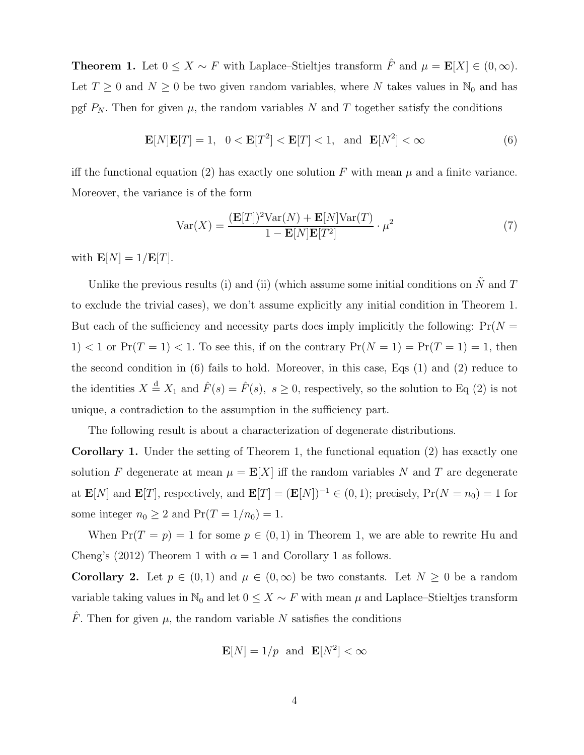**Theorem 1.** Let $0 \le X \sim F$ with Laplace–Stieltjes transform $\hat{F}$ and $\mu = \mathbf{E}[X] \in (0, \infty)$. Let $T \ge 0$ and $N \ge 0$ be two given random variables, where $N$ takes values in $\mathbb{N}_0$ and has pgf $P_N$. Then for given $\mu$, the random variables $N$ and $T$ together satisfy the conditions

$$\mathbf{E}[N]\mathbf{E}[T] = 1, \quad 0 < \mathbf{E}[T^2] < \mathbf{E}[T] < 1, \quad \text{and} \quad \mathbf{E}[N^2] < \infty \tag{6}$$

iff the functional equation (2) has exactly one solution $F$ with mean $\mu$ and a finite variance. Moreover, the variance is of the form

$$\mathrm{Var}(X) = \frac{(\mathbf{E}[T])^2 \mathrm{Var}(N) + \mathbf{E}[N]\mathrm{Var}(T)}{1 - \mathbf{E}[N]\mathbf{E}[T^2]} \cdot \mu^2 \tag{7}$$

with $\mathbf{E}[N] = 1/\mathbf{E}[T]$.

Unlike the previous results (i) and (ii) (which assume some initial conditions on $\tilde{N}$ and $T$ to exclude the trivial cases), we don't assume explicitly any initial condition in Theorem 1. But each of the sufficiency and necessity parts does imply implicitly the following: $\Pr(N = 1) < 1$ or $\Pr(T = 1) < 1$. To see this, if on the contrary $\Pr(N = 1) = \Pr(T = 1) = 1$, then the second condition in (6) fails to hold. Moreover, in this case, Eqs (1) and (2) reduce to the identities $X \overset{\mathrm{d}}{=} X_1$ and $\hat{F}(s) = \hat{F}(s),\ s \ge 0$, respectively, so the solution to Eq (2) is not unique, a contradiction to the assumption in the sufficiency part.

The following result is about a characterization of degenerate distributions.

**Corollary 1.** Under the setting of Theorem 1, the functional equation (2) has exactly one solution $F$ degenerate at mean $\mu = \mathbf{E}[X]$ iff the random variables $N$ and $T$ are degenerate at $\mathbf{E}[N]$ and $\mathbf{E}[T]$, respectively, and $\mathbf{E}[T] = (\mathbf{E}[N])^{-1} \in (0, 1)$; precisely, $\Pr(N = n_0) = 1$ for some integer $n_0 \ge 2$ and $\Pr(T = 1/n_0) = 1$.

When $\Pr(T = p) = 1$ for some $p \in (0, 1)$ in Theorem 1, we are able to rewrite Hu and Cheng's (2012) Theorem 1 with $\alpha = 1$ and Corollary 1 as follows.

**Corollary 2.** Let $p \in (0, 1)$ and $\mu \in (0, \infty)$ be two constants. Let $N \ge 0$ be a random variable taking values in $\mathbb{N}_0$ and let $0 \le X \sim F$ with mean $\mu$ and Laplace–Stieltjes transform $\hat{F}$. Then for given $\mu$, the random variable $N$ satisfies the conditions

$$\mathbf{E}[N] = 1/p \quad \text{and} \quad \mathbf{E}[N^2] < \infty$$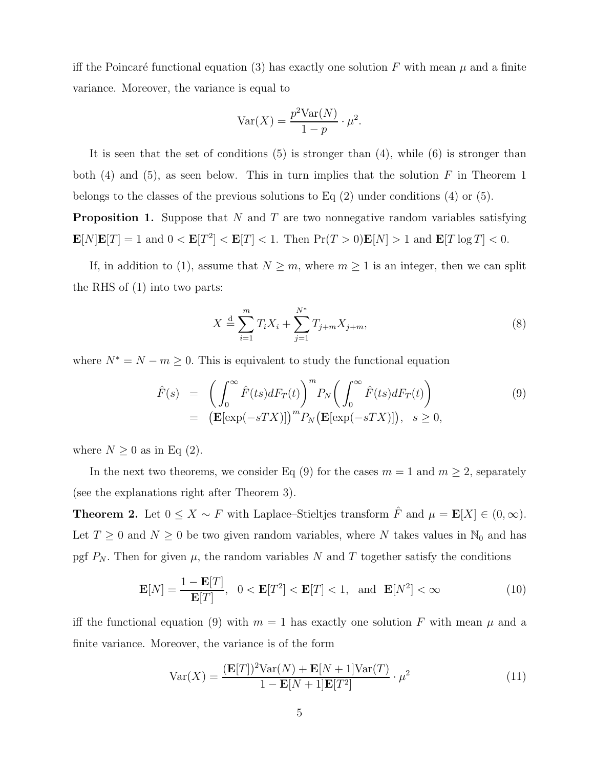iff the Poincaré functional equation (3) has exactly one solution $F$ with mean $\mu$ and a finite variance. Moreover, the variance is equal to

$$\mathrm{Var}(X) = \frac{p^2 \mathrm{Var}(N)}{1-p} \cdot \mu^2.$$

It is seen that the set of conditions (5) is stronger than (4), while (6) is stronger than both (4) and (5), as seen below. This in turn implies that the solution $F$ in Theorem 1 belongs to the classes of the previous solutions to Eq (2) under conditions (4) or (5).

**Proposition 1.** Suppose that $N$ and $T$ are two nonnegative random variables satisfying $\mathbf{E}[N]\mathbf{E}[T] = 1$ and $0 < \mathbf{E}[T^2] < \mathbf{E}[T] < 1$. Then $\Pr(T > 0)\mathbf{E}[N] > 1$ and $\mathbf{E}[T \log T] < 0$.

If, in addition to (1), assume that $N \geq m$, where $m \geq 1$ is an integer, then we can split the RHS of (1) into two parts:

$$X \stackrel{\mathrm{d}}{=} \sum_{i=1}^{m} T_i X_i + \sum_{j=1}^{N^*} T_{j+m} X_{j+m}, \tag{8}$$

where $N^* = N - m \geq 0$. This is equivalent to study the functional equation

$$\begin{aligned} \hat{F}(s) &= \left( \int_0^\infty \hat{F}(ts) dF_T(t) \right)^m P_N\left( \int_0^\infty \hat{F}(ts) dF_T(t) \right) \\ &= \big(\mathbf{E}[\exp(-sTX)]\big)^m P_N\big(\mathbf{E}[\exp(-sTX)]\big), \quad s \geq 0, \end{aligned} \tag{9}$$

where $N \geq 0$ as in Eq (2).

In the next two theorems, we consider Eq (9) for the cases $m = 1$ and $m \geq 2$, separately (see the explanations right after Theorem 3).

**Theorem 2.** Let $0 \leq X \sim F$ with Laplace–Stieltjes transform $\hat{F}$ and $\mu = \mathbf{E}[X] \in (0, \infty)$. Let $T \geq 0$ and $N \geq 0$ be two given random variables, where $N$ takes values in $\mathbb{N}_0$ and has pgf $P_N$. Then for given $\mu$, the random variables $N$ and $T$ together satisfy the conditions

$$\mathbf{E}[N] = \frac{1 - \mathbf{E}[T]}{\mathbf{E}[T]}, \quad 0 < \mathbf{E}[T^2] < \mathbf{E}[T] < 1, \quad \text{and} \quad \mathbf{E}[N^2] < \infty \tag{10}$$

iff the functional equation (9) with $m = 1$ has exactly one solution $F$ with mean $\mu$ and a finite variance. Moreover, the variance is of the form

$$\mathrm{Var}(X) = \frac{(\mathbf{E}[T])^2 \mathrm{Var}(N) + \mathbf{E}[N+1]\mathrm{Var}(T)}{1 - \mathbf{E}[N+1]\mathbf{E}[T^2]} \cdot \mu^2 \tag{11}$$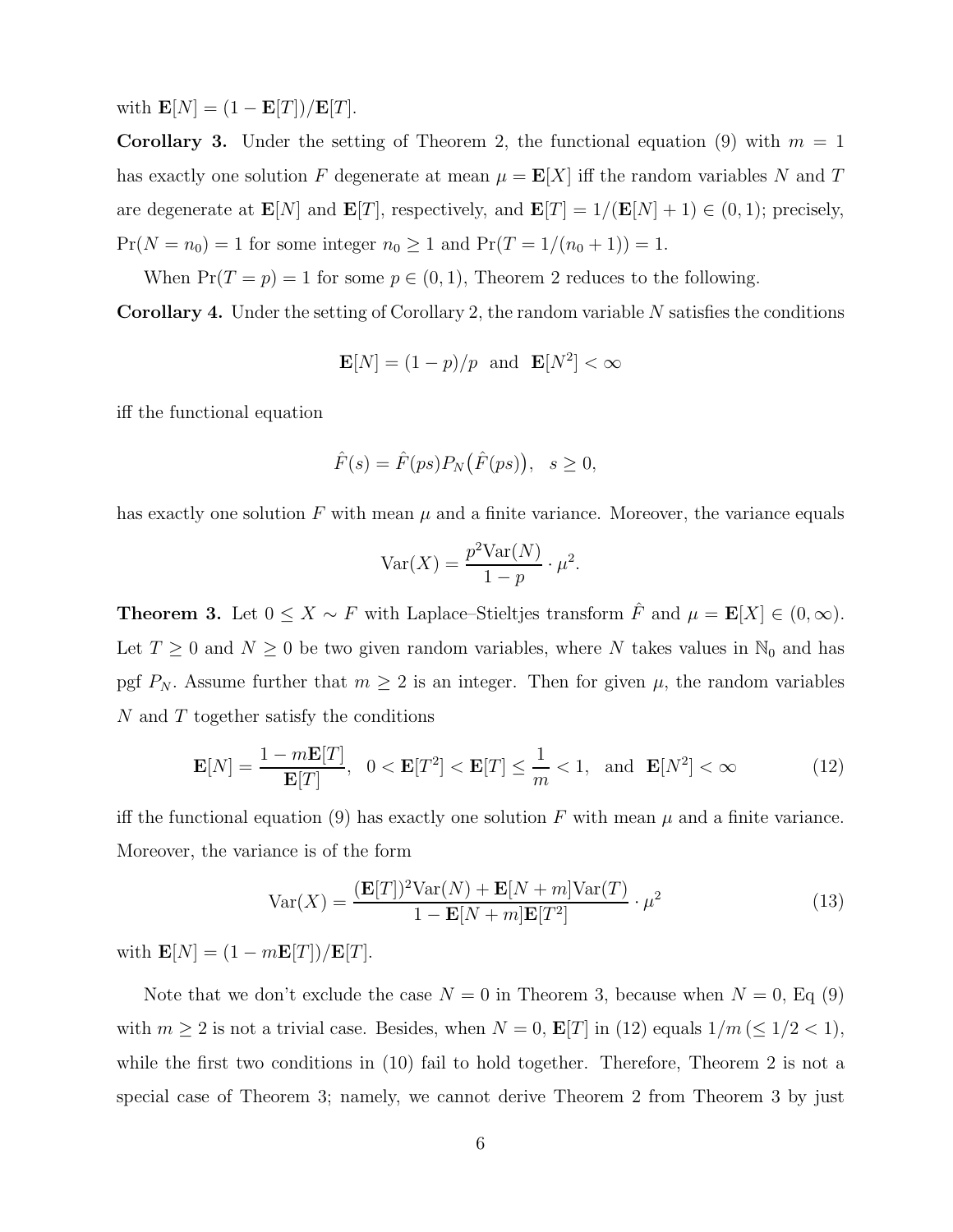with $\mathbf{E}[N] = (1 - \mathbf{E}[T])/\mathbf{E}[T]$.

**Corollary 3.** Under the setting of Theorem 2, the functional equation (9) with $m = 1$ has exactly one solution $F$ degenerate at mean $\mu = \mathbf{E}[X]$ iff the random variables $N$ and $T$ are degenerate at $\mathbf{E}[N]$ and $\mathbf{E}[T]$, respectively, and $\mathbf{E}[T] = 1/(\mathbf{E}[N] + 1) \in (0, 1)$; precisely, $\Pr(N = n_0) = 1$ for some integer $n_0 \geq 1$ and $\Pr(T = 1/(n_0 + 1)) = 1$.

When $\Pr(T = p) = 1$ for some $p \in (0, 1)$, Theorem 2 reduces to the following.

**Corollary 4.** Under the setting of Corollary 2, the random variable $N$ satisfies the conditions

$$\mathbf{E}[N] = (1 - p)/p \;\text{ and }\; \mathbf{E}[N^2] < \infty$$

iff the functional equation

$$\hat{F}(s) = \hat{F}(ps) P_N\big(\hat{F}(ps)\big), \quad s \geq 0,$$

has exactly one solution $F$ with mean $\mu$ and a finite variance. Moreover, the variance equals

$$\mathrm{Var}(X) = \frac{p^2 \mathrm{Var}(N)}{1 - p} \cdot \mu^2.$$

**Theorem 3.** Let $0 \leq X \sim F$ with Laplace–Stieltjes transform $\hat{F}$ and $\mu = \mathbf{E}[X] \in (0, \infty)$. Let $T \geq 0$ and $N \geq 0$ be two given random variables, where $N$ takes values in $\mathbb{N}_0$ and has pgf $P_N$. Assume further that $m \geq 2$ is an integer. Then for given $\mu$, the random variables $N$ and $T$ together satisfy the conditions

$$\mathbf{E}[N] = \frac{1 - m\mathbf{E}[T]}{\mathbf{E}[T]}, \quad 0 < \mathbf{E}[T^2] < \mathbf{E}[T] \leq \frac{1}{m} < 1, \;\text{ and }\; \mathbf{E}[N^2] < \infty \tag{12}$$

iff the functional equation (9) has exactly one solution $F$ with mean $\mu$ and a finite variance. Moreover, the variance is of the form

$$\mathrm{Var}(X) = \frac{(\mathbf{E}[T])^2 \mathrm{Var}(N) + \mathbf{E}[N + m]\mathrm{Var}(T)}{1 - \mathbf{E}[N + m]\mathbf{E}[T^2]} \cdot \mu^2 \tag{13}$$

with $\mathbf{E}[N] = (1 - m\mathbf{E}[T])/\mathbf{E}[T]$.

Note that we don't exclude the case $N = 0$ in Theorem 3, because when $N = 0$, Eq (9) with $m \geq 2$ is not a trivial case. Besides, when $N = 0$, $\mathbf{E}[T]$ in (12) equals $1/m$ ($\leq 1/2 < 1$), while the first two conditions in (10) fail to hold together. Therefore, Theorem 2 is not a special case of Theorem 3; namely, we cannot derive Theorem 2 from Theorem 3 by just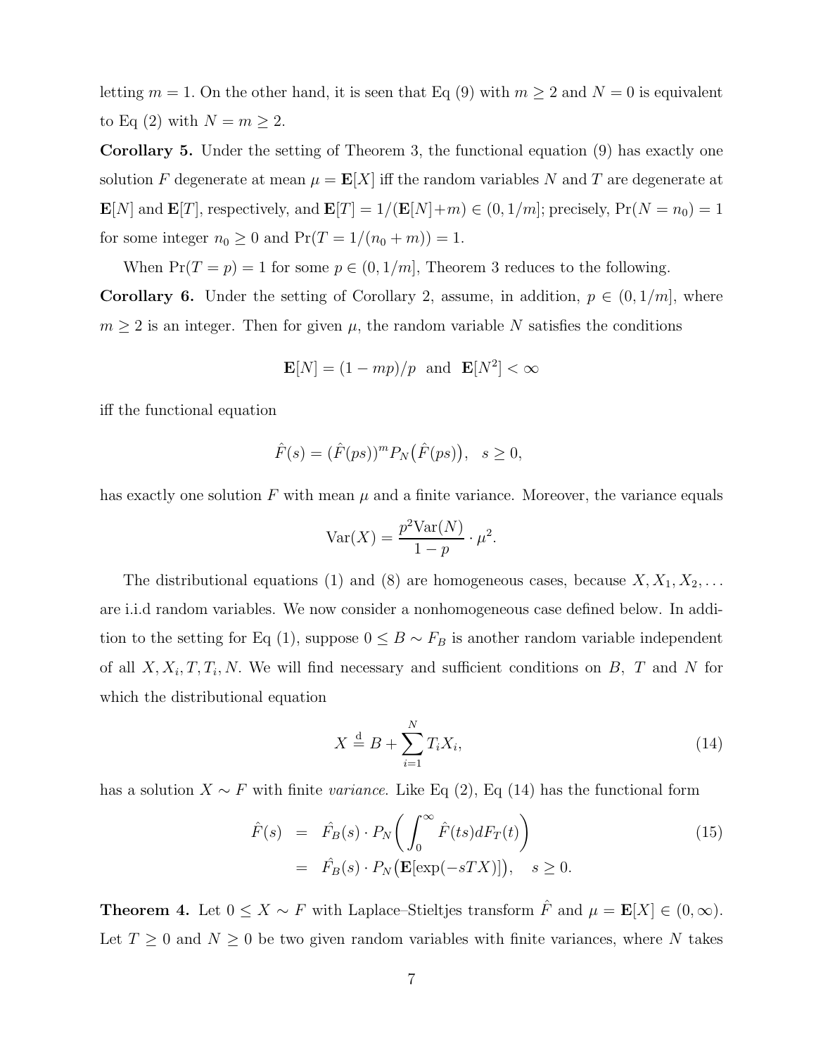letting $m = 1$. On the other hand, it is seen that Eq (9) with $m \geq 2$ and $N = 0$ is equivalent to Eq (2) with $N = m \geq 2$.

**Corollary 5.** Under the setting of Theorem 3, the functional equation (9) has exactly one solution $F$ degenerate at mean $\mu = \mathbf{E}[X]$ iff the random variables $N$ and $T$ are degenerate at $\mathbf{E}[N]$ and $\mathbf{E}[T]$, respectively, and $\mathbf{E}[T] = 1/(\mathbf{E}[N]+m) \in (0, 1/m]$; precisely, $\Pr(N = n_0) = 1$ for some integer $n_0 \geq 0$ and $\Pr(T = 1/(n_0 + m)) = 1$.

When $\Pr(T = p) = 1$ for some $p \in (0, 1/m]$, Theorem 3 reduces to the following.

**Corollary 6.** Under the setting of Corollary 2, assume, in addition, $p \in (0, 1/m]$, where $m \geq 2$ is an integer. Then for given $\mu$, the random variable $N$ satisfies the conditions

$$\mathbf{E}[N] = (1 - mp)/p \quad \text{and} \quad \mathbf{E}[N^2] < \infty$$

iff the functional equation

$$\hat{F}(s) = (\hat{F}(ps))^m P_N\big(\hat{F}(ps)\big), \quad s \geq 0,$$

has exactly one solution $F$ with mean $\mu$ and a finite variance. Moreover, the variance equals

$$\mathrm{Var}(X) = \frac{p^2 \mathrm{Var}(N)}{1 - p} \cdot \mu^2.$$

The distributional equations (1) and (8) are homogeneous cases, because $X, X_1, X_2, \ldots$ are i.i.d random variables. We now consider a nonhomogeneous case defined below. In addition to the setting for Eq (1), suppose $0 \leq B \sim F_B$ is another random variable independent of all $X, X_i, T, T_i, N$. We will find necessary and sufficient conditions on $B$, $T$ and $N$ for which the distributional equation

$$X \overset{\mathrm{d}}{=} B + \sum_{i=1}^{N} T_i X_i, \tag{14}$$

has a solution $X \sim F$ with finite *variance*. Like Eq (2), Eq (14) has the functional form

$$\begin{aligned} \hat{F}(s) &= \hat{F}_B(s) \cdot P_N\bigg(\int_0^\infty \hat{F}(ts)\,dF_T(t)\bigg) \\ &= \hat{F}_B(s) \cdot P_N\big(\mathbf{E}[\exp(-sTX)]\big), \quad s \geq 0. \end{aligned} \tag{15}$$

**Theorem 4.** Let $0 \leq X \sim F$ with Laplace–Stieltjes transform $\hat{F}$ and $\mu = \mathbf{E}[X] \in (0, \infty)$. Let $T \geq 0$ and $N \geq 0$ be two given random variables with finite variances, where $N$ takes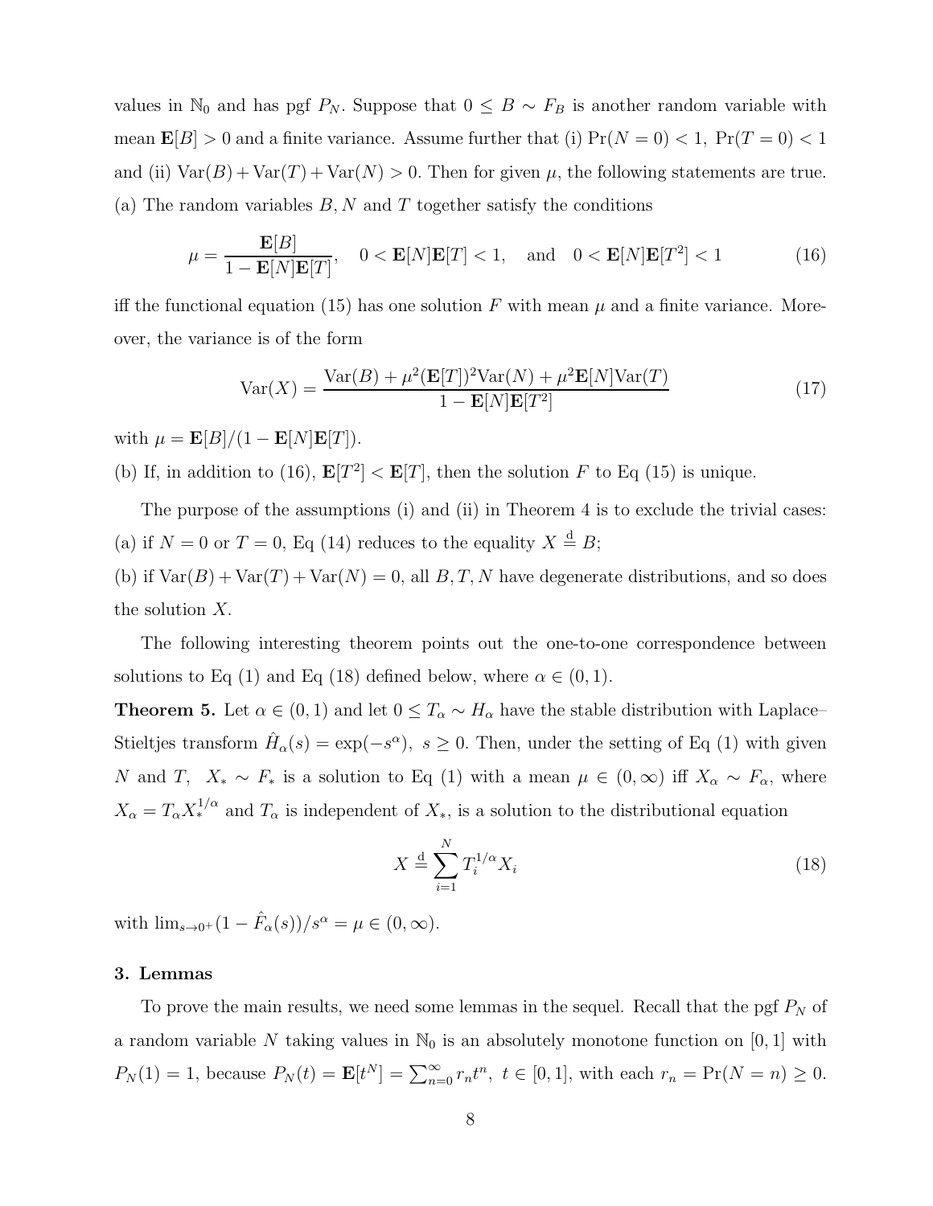values in $\mathbb{N}_0$ and has pgf $P_N$. Suppose that $0 \le B \sim F_B$ is another random variable with mean $\mathbf{E}[B] > 0$ and a finite variance. Assume further that (i) $\Pr(N = 0) < 1,\ \Pr(T = 0) < 1$ and (ii) $\mathrm{Var}(B) + \mathrm{Var}(T) + \mathrm{Var}(N) > 0$. Then for given $\mu$, the following statements are true.
(a) The random variables $B, N$ and $T$ together satisfy the conditions

$$\mu = \frac{\mathbf{E}[B]}{1 - \mathbf{E}[N]\mathbf{E}[T]}, \quad 0 < \mathbf{E}[N]\mathbf{E}[T] < 1, \quad \text{and} \quad 0 < \mathbf{E}[N]\mathbf{E}[T^2] < 1 \tag{16}$$

iff the functional equation (15) has one solution $F$ with mean $\mu$ and a finite variance. Moreover, the variance is of the form

$$\mathrm{Var}(X) = \frac{\mathrm{Var}(B) + \mu^2(\mathbf{E}[T])^2\mathrm{Var}(N) + \mu^2\mathbf{E}[N]\mathrm{Var}(T)}{1 - \mathbf{E}[N]\mathbf{E}[T^2]} \tag{17}$$

with $\mu = \mathbf{E}[B]/(1 - \mathbf{E}[N]\mathbf{E}[T])$.
(b) If, in addition to (16), $\mathbf{E}[T^2] < \mathbf{E}[T]$, then the solution $F$ to Eq (15) is unique.

The purpose of the assumptions (i) and (ii) in Theorem 4 is to exclude the trivial cases:
(a) if $N = 0$ or $T = 0$, Eq (14) reduces to the equality $X \stackrel{\mathrm{d}}{=} B$;
(b) if $\mathrm{Var}(B) + \mathrm{Var}(T) + \mathrm{Var}(N) = 0$, all $B, T, N$ have degenerate distributions, and so does the solution $X$.

The following interesting theorem points out the one-to-one correspondence between solutions to Eq (1) and Eq (18) defined below, where $\alpha \in (0, 1)$.

**Theorem 5.** Let $\alpha \in (0, 1)$ and let $0 \le T_\alpha \sim H_\alpha$ have the stable distribution with Laplace–Stieltjes transform $\hat{H}_\alpha(s) = \exp(-s^\alpha),\ s \ge 0$. Then, under the setting of Eq (1) with given $N$ and $T$, $X_* \sim F_*$ is a solution to Eq (1) with a mean $\mu \in (0, \infty)$ iff $X_\alpha \sim F_\alpha$, where $X_\alpha = T_\alpha X_*^{1/\alpha}$ and $T_\alpha$ is independent of $X_*$, is a solution to the distributional equation

$$X \stackrel{\mathrm{d}}{=} \sum_{i=1}^{N} T_i^{1/\alpha} X_i \tag{18}$$

with $\lim_{s\to 0^+}(1 - \hat{F}_\alpha(s))/s^\alpha = \mu \in (0, \infty)$.

## 3. Lemmas

To prove the main results, we need some lemmas in the sequel. Recall that the pgf $P_N$ of a random variable $N$ taking values in $\mathbb{N}_0$ is an absolutely monotone function on $[0, 1]$ with $P_N(1) = 1$, because $P_N(t) = \mathbf{E}[t^N] = \sum_{n=0}^{\infty} r_n t^n,\ t \in [0, 1]$, with each $r_n = \Pr(N = n) \ge 0$.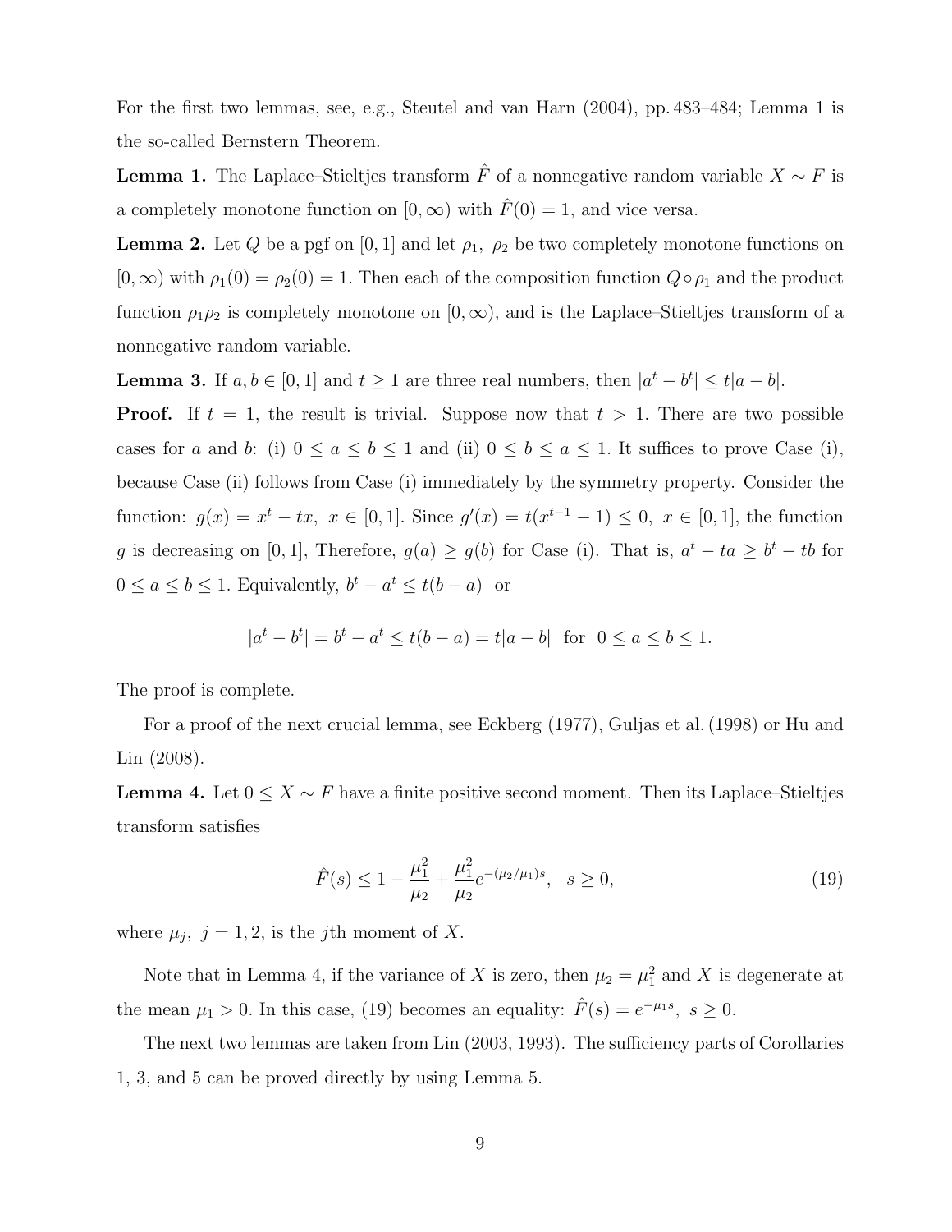For the first two lemmas, see, e.g., Steutel and van Harn (2004), pp. 483–484; Lemma 1 is the so-called Bernstern Theorem.

**Lemma 1.** The Laplace–Stieltjes transform $\hat{F}$ of a nonnegative random variable $X \sim F$ is a completely monotone function on $[0, \infty)$ with $\hat{F}(0) = 1$, and vice versa.

**Lemma 2.** Let $Q$ be a pgf on $[0, 1]$ and let $\rho_1,\ \rho_2$ be two completely monotone functions on $[0, \infty)$ with $\rho_1(0) = \rho_2(0) = 1$. Then each of the composition function $Q \circ \rho_1$ and the product function $\rho_1\rho_2$ is completely monotone on $[0, \infty)$, and is the Laplace–Stieltjes transform of a nonnegative random variable.

**Lemma 3.** If $a, b \in [0, 1]$ and $t \geq 1$ are three real numbers, then $|a^t - b^t| \leq t|a - b|$.

**Proof.** If $t = 1$, the result is trivial. Suppose now that $t > 1$. There are two possible cases for $a$ and $b$: (i) $0 \leq a \leq b \leq 1$ and (ii) $0 \leq b \leq a \leq 1$. It suffices to prove Case (i), because Case (ii) follows from Case (i) immediately by the symmetry property. Consider the function: $g(x) = x^t - tx,\ x \in [0, 1]$. Since $g'(x) = t(x^{t-1} - 1) \leq 0,\ x \in [0, 1]$, the function $g$ is decreasing on $[0, 1]$, Therefore, $g(a) \geq g(b)$ for Case (i). That is, $a^t - ta \geq b^t - tb$ for $0 \leq a \leq b \leq 1$. Equivalently, $b^t - a^t \leq t(b - a)$ or

$$|a^t - b^t| = b^t - a^t \leq t(b - a) = t|a - b| \ \text{ for } \ 0 \leq a \leq b \leq 1.$$

The proof is complete.

For a proof of the next crucial lemma, see Eckberg (1977), Guljas et al. (1998) or Hu and Lin (2008).

**Lemma 4.** Let $0 \leq X \sim F$ have a finite positive second moment. Then its Laplace–Stieltjes transform satisfies

$$\hat{F}(s) \leq 1 - \frac{\mu_1^2}{\mu_2} + \frac{\mu_1^2}{\mu_2} e^{-(\mu_2/\mu_1)s}, \quad s \geq 0, \tag{19}$$

where $\mu_j,\ j = 1, 2$, is the $j$th moment of $X$.

Note that in Lemma 4, if the variance of $X$ is zero, then $\mu_2 = \mu_1^2$ and $X$ is degenerate at the mean $\mu_1 > 0$. In this case, (19) becomes an equality: $\hat{F}(s) = e^{-\mu_1 s},\ s \geq 0$.

The next two lemmas are taken from Lin (2003, 1993). The sufficiency parts of Corollaries 1, 3, and 5 can be proved directly by using Lemma 5.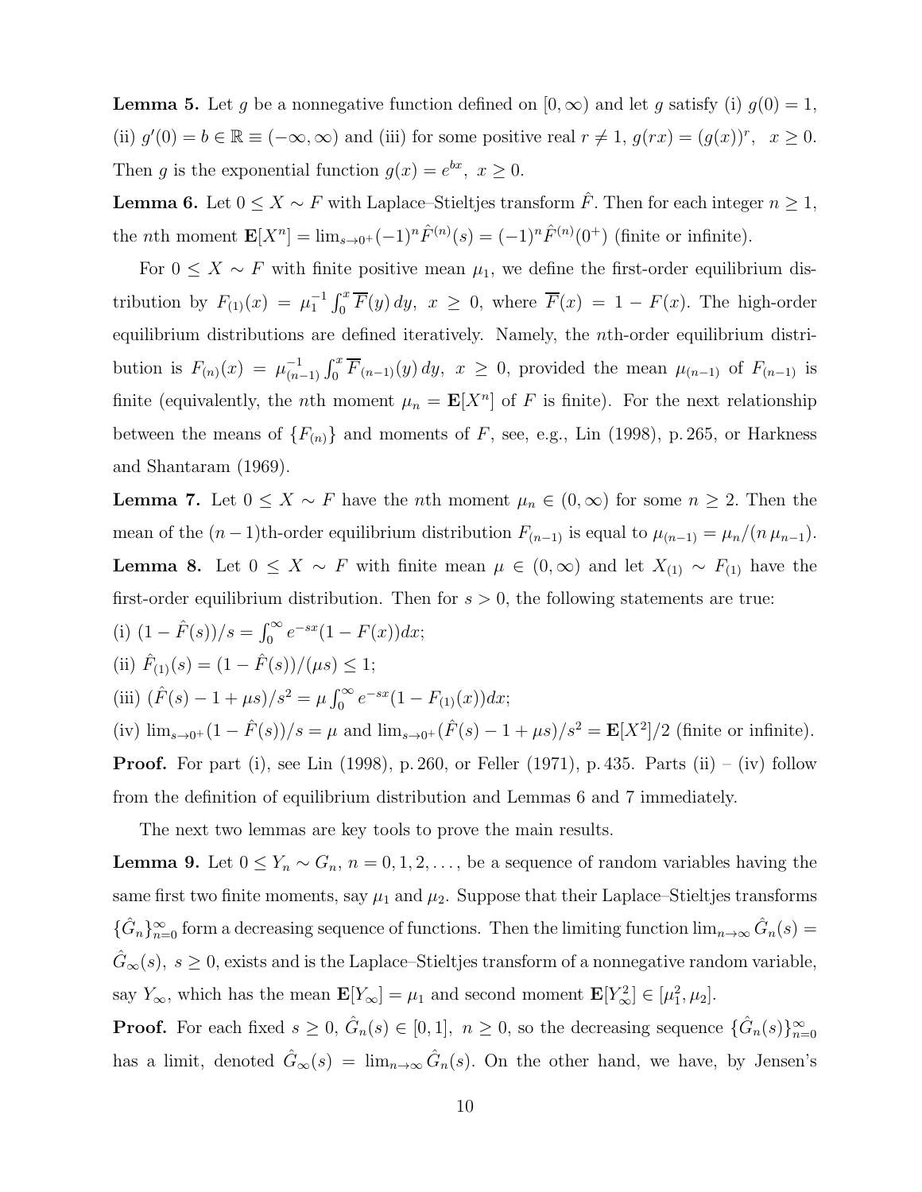**Lemma 5.** Let $g$ be a nonnegative function defined on $[0, \infty)$ and let $g$ satisfy (i) $g(0) = 1$, (ii) $g'(0) = b \in \mathbb{R} \equiv (-\infty, \infty)$ and (iii) for some positive real $r \neq 1$, $g(rx) = (g(x))^r, \ \ x \geq 0$. Then $g$ is the exponential function $g(x) = e^{bx}, \ x \geq 0$.

**Lemma 6.** Let $0 \leq X \sim F$ with Laplace–Stieltjes transform $\hat{F}$. Then for each integer $n \geq 1$, the $n$th moment $\mathbf{E}[X^n] = \lim_{s \to 0^+} (-1)^n \hat{F}^{(n)}(s) = (-1)^n \hat{F}^{(n)}(0^+)$ (finite or infinite).

For $0 \leq X \sim F$ with finite positive mean $\mu_1$, we define the first-order equilibrium distribution by $F_{(1)}(x) = \mu_1^{-1} \int_0^x \overline{F}(y)\, dy, \ x \geq 0$, where $\overline{F}(x) = 1 - F(x)$. The high-order equilibrium distributions are defined iteratively. Namely, the $n$th-order equilibrium distribution is $F_{(n)}(x) = \mu_{(n-1)}^{-1} \int_0^x \overline{F}_{(n-1)}(y)\, dy, \ x \geq 0$, provided the mean $\mu_{(n-1)}$ of $F_{(n-1)}$ is finite (equivalently, the $n$th moment $\mu_n = \mathbf{E}[X^n]$ of $F$ is finite). For the next relationship between the means of $\{F_{(n)}\}$ and moments of $F$, see, e.g., Lin (1998), p. 265, or Harkness and Shantaram (1969).

**Lemma 7.** Let $0 \leq X \sim F$ have the $n$th moment $\mu_n \in (0, \infty)$ for some $n \geq 2$. Then the mean of the $(n-1)$th-order equilibrium distribution $F_{(n-1)}$ is equal to $\mu_{(n-1)} = \mu_n / (n\, \mu_{n-1})$.

**Lemma 8.** Let $0 \leq X \sim F$ with finite mean $\mu \in (0, \infty)$ and let $X_{(1)} \sim F_{(1)}$ have the first-order equilibrium distribution. Then for $s > 0$, the following statements are true:

(i) $(1 - \hat{F}(s))/s = \int_0^\infty e^{-sx}(1 - F(x))dx$;

(ii) $\hat{F}_{(1)}(s) = (1 - \hat{F}(s))/(\mu s) \leq 1$;

(iii) $(\hat{F}(s) - 1 + \mu s)/s^2 = \mu \int_0^\infty e^{-sx}(1 - F_{(1)}(x))dx$;

(iv) $\lim_{s \to 0^+}(1 - \hat{F}(s))/s = \mu$ and $\lim_{s \to 0^+}(\hat{F}(s) - 1 + \mu s)/s^2 = \mathbf{E}[X^2]/2$ (finite or infinite).

**Proof.** For part (i), see Lin (1998), p. 260, or Feller (1971), p. 435. Parts (ii) – (iv) follow from the definition of equilibrium distribution and Lemmas 6 and 7 immediately.

The next two lemmas are key tools to prove the main results.

**Lemma 9.** Let $0 \leq Y_n \sim G_n$, $n = 0, 1, 2, \ldots$, be a sequence of random variables having the same first two finite moments, say $\mu_1$ and $\mu_2$. Suppose that their Laplace–Stieltjes transforms $\{\hat{G}_n\}_{n=0}^\infty$ form a decreasing sequence of functions. Then the limiting function $\lim_{n \to \infty} \hat{G}_n(s) = \hat{G}_\infty(s), \ s \geq 0$, exists and is the Laplace–Stieltjes transform of a nonnegative random variable, say $Y_\infty$, which has the mean $\mathbf{E}[Y_\infty] = \mu_1$ and second moment $\mathbf{E}[Y_\infty^2] \in [\mu_1^2, \mu_2]$.

**Proof.** For each fixed $s \geq 0$, $\hat{G}_n(s) \in [0, 1], \ n \geq 0$, so the decreasing sequence $\{\hat{G}_n(s)\}_{n=0}^\infty$ has a limit, denoted $\hat{G}_\infty(s) = \lim_{n \to \infty} \hat{G}_n(s)$. On the other hand, we have, by Jensen's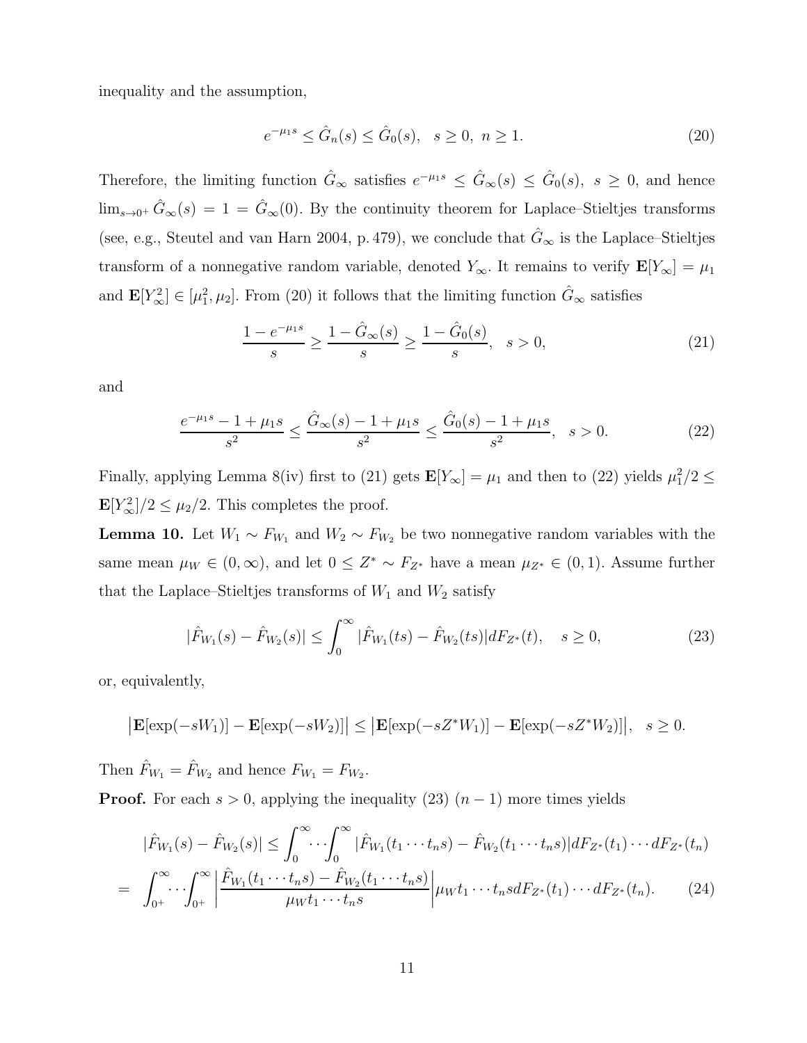inequality and the assumption,

$$e^{-\mu_1 s} \le \hat{G}_n(s) \le \hat{G}_0(s), \quad s \ge 0,\ n \ge 1. \tag{20}$$

Therefore, the limiting function $\hat{G}_\infty$ satisfies $e^{-\mu_1 s} \le \hat{G}_\infty(s) \le \hat{G}_0(s),\ s \ge 0$, and hence $\lim_{s \to 0^+} \hat{G}_\infty(s) = 1 = \hat{G}_\infty(0)$. By the continuity theorem for Laplace–Stieltjes transforms (see, e.g., Steutel and van Harn 2004, p. 479), we conclude that $\hat{G}_\infty$ is the Laplace–Stieltjes transform of a nonnegative random variable, denoted $Y_\infty$. It remains to verify $\mathbf{E}[Y_\infty] = \mu_1$ and $\mathbf{E}[Y_\infty^2] \in [\mu_1^2, \mu_2]$. From (20) it follows that the limiting function $\hat{G}_\infty$ satisfies

$$\frac{1 - e^{-\mu_1 s}}{s} \ge \frac{1 - \hat{G}_\infty(s)}{s} \ge \frac{1 - \hat{G}_0(s)}{s}, \quad s > 0, \tag{21}$$

and

$$\frac{e^{-\mu_1 s} - 1 + \mu_1 s}{s^2} \le \frac{\hat{G}_\infty(s) - 1 + \mu_1 s}{s^2} \le \frac{\hat{G}_0(s) - 1 + \mu_1 s}{s^2}, \quad s > 0. \tag{22}$$

Finally, applying Lemma 8(iv) first to (21) gets $\mathbf{E}[Y_\infty] = \mu_1$ and then to (22) yields $\mu_1^2/2 \le \mathbf{E}[Y_\infty^2]/2 \le \mu_2/2$. This completes the proof.

**Lemma 10.** Let $W_1 \sim F_{W_1}$ and $W_2 \sim F_{W_2}$ be two nonnegative random variables with the same mean $\mu_W \in (0, \infty)$, and let $0 \le Z^* \sim F_{Z^*}$ have a mean $\mu_{Z^*} \in (0, 1)$. Assume further that the Laplace–Stieltjes transforms of $W_1$ and $W_2$ satisfy

$$|\hat{F}_{W_1}(s) - \hat{F}_{W_2}(s)| \le \int_0^\infty |\hat{F}_{W_1}(ts) - \hat{F}_{W_2}(ts)| dF_{Z^*}(t), \quad s \ge 0, \tag{23}$$

or, equivalently,

$$\big|\mathbf{E}[\exp(-sW_1)] - \mathbf{E}[\exp(-sW_2)]\big| \le \big|\mathbf{E}[\exp(-sZ^*W_1)] - \mathbf{E}[\exp(-sZ^*W_2)]\big|, \quad s \ge 0.$$

Then $\hat{F}_{W_1} = \hat{F}_{W_2}$ and hence $F_{W_1} = F_{W_2}$.

**Proof.** For each $s > 0$, applying the inequality (23) $(n-1)$ more times yields

$$\begin{aligned} |\hat{F}_{W_1}(s) - \hat{F}_{W_2}(s)| &\le \int_0^\infty \cdots \int_0^\infty |\hat{F}_{W_1}(t_1 \cdots t_n s) - \hat{F}_{W_2}(t_1 \cdots t_n s)| dF_{Z^*}(t_1) \cdots dF_{Z^*}(t_n) \\ = \ & \int_{0^+}^\infty \cdots \int_{0^+}^\infty \left| \frac{\hat{F}_{W_1}(t_1 \cdots t_n s) - \hat{F}_{W_2}(t_1 \cdots t_n s)}{\mu_W t_1 \cdots t_n s} \right| \mu_W t_1 \cdots t_n s dF_{Z^*}(t_1) \cdots dF_{Z^*}(t_n). \end{aligned} \tag{24}$$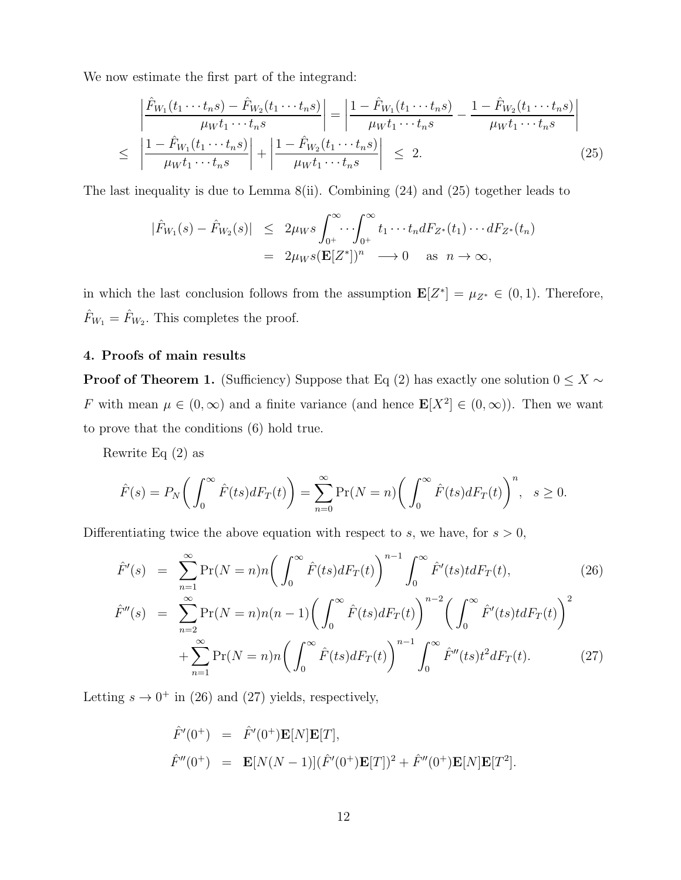We now estimate the first part of the integrand:

$$
\begin{aligned}
&\left|\frac{\hat{F}_{W_1}(t_1\cdots t_n s)-\hat{F}_{W_2}(t_1\cdots t_n s)}{\mu_W t_1\cdots t_n s}\right| = \left|\frac{1-\hat{F}_{W_1}(t_1\cdots t_n s)}{\mu_W t_1\cdots t_n s} - \frac{1-\hat{F}_{W_2}(t_1\cdots t_n s)}{\mu_W t_1\cdots t_n s}\right| \\
\leq\ & \left|\frac{1-\hat{F}_{W_1}(t_1\cdots t_n s)}{\mu_W t_1\cdots t_n s}\right| + \left|\frac{1-\hat{F}_{W_2}(t_1\cdots t_n s)}{\mu_W t_1\cdots t_n s}\right| \ \leq\ 2. \qquad (25)
\end{aligned}
$$

The last inequality is due to Lemma 8(ii). Combining (24) and (25) together leads to

$$
\begin{aligned}
|\hat{F}_{W_1}(s)-\hat{F}_{W_2}(s)| &\leq 2\mu_W s\int_{0^+}^{\infty}\cdots\int_{0^+}^{\infty} t_1\cdots t_n dF_{Z^*}(t_1)\cdots dF_{Z^*}(t_n) \\
&= 2\mu_W s(\mathbf{E}[Z^*])^n \longrightarrow 0 \quad \text{as } n\to\infty,
\end{aligned}
$$

in which the last conclusion follows from the assumption $\mathbf{E}[Z^*]=\mu_{Z^*}\in(0,1)$. Therefore, $\hat{F}_{W_1}=\hat{F}_{W_2}$. This completes the proof.

## 4. Proofs of main results

**Proof of Theorem 1.** (Sufficiency) Suppose that Eq (2) has exactly one solution $0\leq X\sim F$ with mean $\mu\in(0,\infty)$ and a finite variance (and hence $\mathbf{E}[X^2]\in(0,\infty)$). Then we want to prove that the conditions (6) hold true.

Rewrite Eq (2) as

$$
\hat{F}(s)=P_N\bigg(\int_0^\infty \hat{F}(ts)dF_T(t)\bigg)=\sum_{n=0}^{\infty}\Pr(N=n)\bigg(\int_0^\infty \hat{F}(ts)dF_T(t)\bigg)^n,\quad s\geq 0.
$$

Differentiating twice the above equation with respect to $s$, we have, for $s>0$,

$$
\begin{aligned}
\hat{F}'(s) &= \sum_{n=1}^{\infty}\Pr(N=n)n\bigg(\int_0^\infty \hat{F}(ts)dF_T(t)\bigg)^{n-1}\int_0^\infty \hat{F}'(ts)t dF_T(t), \qquad (26)\\
\hat{F}''(s) &= \sum_{n=2}^{\infty}\Pr(N=n)n(n-1)\bigg(\int_0^\infty \hat{F}(ts)dF_T(t)\bigg)^{n-2}\bigg(\int_0^\infty \hat{F}'(ts)t dF_T(t)\bigg)^2 \\
&\quad +\sum_{n=1}^{\infty}\Pr(N=n)n\bigg(\int_0^\infty \hat{F}(ts)dF_T(t)\bigg)^{n-1}\int_0^\infty \hat{F}''(ts)t^2 dF_T(t). \qquad (27)
\end{aligned}
$$

Letting $s\to 0^+$ in (26) and (27) yields, respectively,

$$
\begin{aligned}
\hat{F}'(0^+) &= \hat{F}'(0^+)\mathbf{E}[N]\mathbf{E}[T],\\
\hat{F}''(0^+) &= \mathbf{E}[N(N-1)](\hat{F}'(0^+)\mathbf{E}[T])^2+\hat{F}''(0^+)\mathbf{E}[N]\mathbf{E}[T^2].
\end{aligned}
$$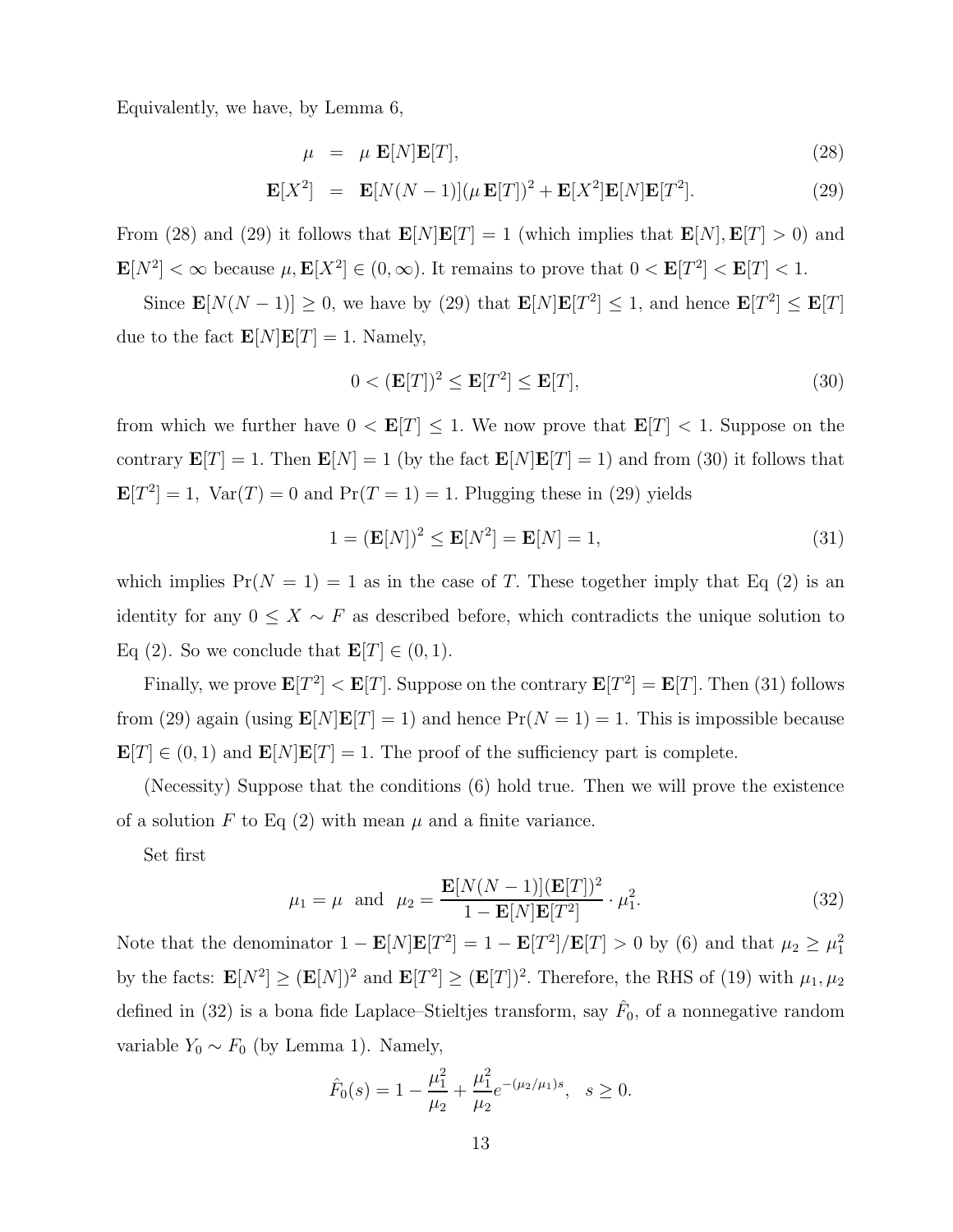Equivalently, we have, by Lemma 6,

$$
\begin{aligned}
\mu &= \mu \, \mathbf{E}[N]\mathbf{E}[T], &(28)\\
\mathbf{E}[X^2] &= \mathbf{E}[N(N-1)](\mu \, \mathbf{E}[T])^2 + \mathbf{E}[X^2]\mathbf{E}[N]\mathbf{E}[T^2]. &(29)
\end{aligned}
$$

From (28) and (29) it follows that $\mathbf{E}[N]\mathbf{E}[T] = 1$ (which implies that $\mathbf{E}[N], \mathbf{E}[T] > 0$) and $\mathbf{E}[N^2] < \infty$ because $\mu, \mathbf{E}[X^2] \in (0, \infty)$. It remains to prove that $0 < \mathbf{E}[T^2] < \mathbf{E}[T] < 1$.

Since $\mathbf{E}[N(N-1)] \geq 0$, we have by (29) that $\mathbf{E}[N]\mathbf{E}[T^2] \leq 1$, and hence $\mathbf{E}[T^2] \leq \mathbf{E}[T]$ due to the fact $\mathbf{E}[N]\mathbf{E}[T] = 1$. Namely,

$$
0 < (\mathbf{E}[T])^2 \leq \mathbf{E}[T^2] \leq \mathbf{E}[T], \tag{30}
$$

from which we further have $0 < \mathbf{E}[T] \leq 1$. We now prove that $\mathbf{E}[T] < 1$. Suppose on the contrary $\mathbf{E}[T] = 1$. Then $\mathbf{E}[N] = 1$ (by the fact $\mathbf{E}[N]\mathbf{E}[T] = 1$) and from (30) it follows that $\mathbf{E}[T^2] = 1$, $\mathrm{Var}(T) = 0$ and $\Pr(T = 1) = 1$. Plugging these in (29) yields

$$
1 = (\mathbf{E}[N])^2 \leq \mathbf{E}[N^2] = \mathbf{E}[N] = 1, \tag{31}
$$

which implies $\Pr(N = 1) = 1$ as in the case of $T$. These together imply that Eq (2) is an identity for any $0 \leq X \sim F$ as described before, which contradicts the unique solution to Eq (2). So we conclude that $\mathbf{E}[T] \in (0, 1)$.

Finally, we prove $\mathbf{E}[T^2] < \mathbf{E}[T]$. Suppose on the contrary $\mathbf{E}[T^2] = \mathbf{E}[T]$. Then (31) follows from (29) again (using $\mathbf{E}[N]\mathbf{E}[T] = 1$) and hence $\Pr(N = 1) = 1$. This is impossible because $\mathbf{E}[T] \in (0, 1)$ and $\mathbf{E}[N]\mathbf{E}[T] = 1$. The proof of the sufficiency part is complete.

(Necessity) Suppose that the conditions (6) hold true. Then we will prove the existence of a solution $F$ to Eq (2) with mean $\mu$ and a finite variance.

Set first

$$
\mu_1 = \mu \quad \text{and} \quad \mu_2 = \frac{\mathbf{E}[N(N-1)](\mathbf{E}[T])^2}{1 - \mathbf{E}[N]\mathbf{E}[T^2]} \cdot \mu_1^2. \tag{32}
$$

Note that the denominator $1 - \mathbf{E}[N]\mathbf{E}[T^2] = 1 - \mathbf{E}[T^2]/\mathbf{E}[T] > 0$ by (6) and that $\mu_2 \geq \mu_1^2$ by the facts: $\mathbf{E}[N^2] \geq (\mathbf{E}[N])^2$ and $\mathbf{E}[T^2] \geq (\mathbf{E}[T])^2$. Therefore, the RHS of (19) with $\mu_1, \mu_2$ defined in (32) is a bona fide Laplace–Stieltjes transform, say $\hat{F}_0$, of a nonnegative random variable $Y_0 \sim F_0$ (by Lemma 1). Namely,

$$
\hat{F}_0(s) = 1 - \frac{\mu_1^2}{\mu_2} + \frac{\mu_1^2}{\mu_2} e^{-(\mu_2/\mu_1)s}, \quad s \geq 0.
$$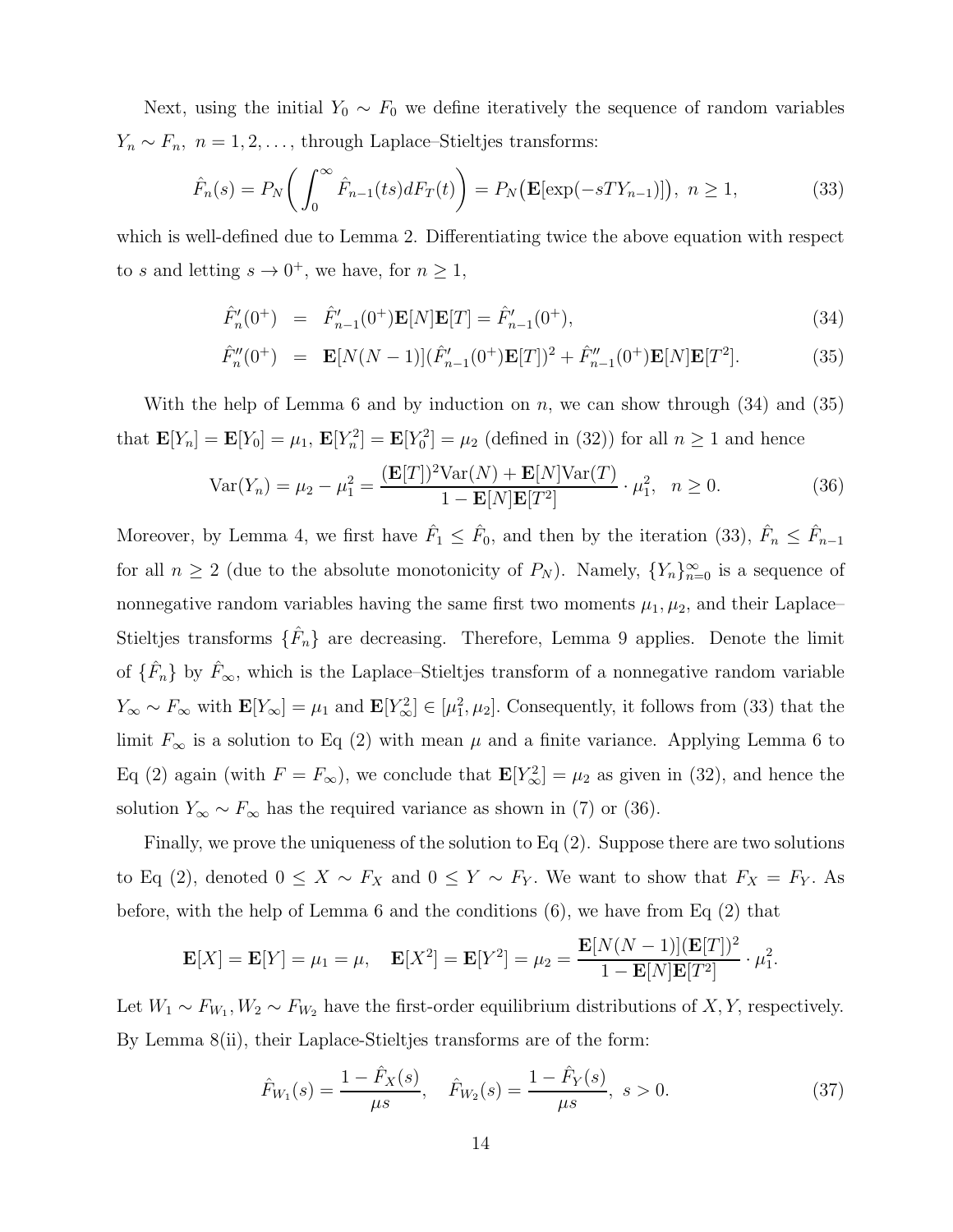Next, using the initial $Y_0 \sim F_0$ we define iteratively the sequence of random variables $Y_n \sim F_n,\ n = 1, 2, \ldots,$ through Laplace–Stieltjes transforms:

$$\hat{F}_n(s) = P_N\left(\int_0^\infty \hat{F}_{n-1}(ts)dF_T(t)\right) = P_N\big(\mathbf{E}[\exp(-sTY_{n-1})]\big),\ n \geq 1, \tag{33}$$

which is well-defined due to Lemma 2. Differentiating twice the above equation with respect to $s$ and letting $s \to 0^+$, we have, for $n \geq 1$,

$$\hat{F}_n'(0^+) \;=\; \hat{F}_{n-1}'(0^+)\mathbf{E}[N]\mathbf{E}[T] = \hat{F}_{n-1}'(0^+), \tag{34}$$

$$\hat{F}_n''(0^+) \;=\; \mathbf{E}[N(N-1)](\hat{F}_{n-1}'(0^+)\mathbf{E}[T])^2 + \hat{F}_{n-1}''(0^+)\mathbf{E}[N]\mathbf{E}[T^2]. \tag{35}$$

With the help of Lemma 6 and by induction on $n$, we can show through (34) and (35) that $\mathbf{E}[Y_n] = \mathbf{E}[Y_0] = \mu_1$, $\mathbf{E}[Y_n^2] = \mathbf{E}[Y_0^2] = \mu_2$ (defined in (32)) for all $n \geq 1$ and hence

$$\mathrm{Var}(Y_n) = \mu_2 - \mu_1^2 = \frac{(\mathbf{E}[T])^2\mathrm{Var}(N) + \mathbf{E}[N]\mathrm{Var}(T)}{1 - \mathbf{E}[N]\mathbf{E}[T^2]} \cdot \mu_1^2, \quad n \geq 0. \tag{36}$$

Moreover, by Lemma 4, we first have $\hat{F}_1 \leq \hat{F}_0$, and then by the iteration (33), $\hat{F}_n \leq \hat{F}_{n-1}$ for all $n \geq 2$ (due to the absolute monotonicity of $P_N$). Namely, $\{Y_n\}_{n=0}^\infty$ is a sequence of nonnegative random variables having the same first two moments $\mu_1, \mu_2$, and their Laplace–Stieltjes transforms $\{\hat{F}_n\}$ are decreasing. Therefore, Lemma 9 applies. Denote the limit of $\{\hat{F}_n\}$ by $\hat{F}_\infty$, which is the Laplace–Stieltjes transform of a nonnegative random variable $Y_\infty \sim F_\infty$ with $\mathbf{E}[Y_\infty] = \mu_1$ and $\mathbf{E}[Y_\infty^2] \in [\mu_1^2, \mu_2]$. Consequently, it follows from (33) that the limit $F_\infty$ is a solution to Eq (2) with mean $\mu$ and a finite variance. Applying Lemma 6 to Eq (2) again (with $F = F_\infty$), we conclude that $\mathbf{E}[Y_\infty^2] = \mu_2$ as given in (32), and hence the solution $Y_\infty \sim F_\infty$ has the required variance as shown in (7) or (36).

Finally, we prove the uniqueness of the solution to Eq (2). Suppose there are two solutions to Eq (2), denoted $0 \leq X \sim F_X$ and $0 \leq Y \sim F_Y$. We want to show that $F_X = F_Y$. As before, with the help of Lemma 6 and the conditions (6), we have from Eq (2) that

$$\mathbf{E}[X] = \mathbf{E}[Y] = \mu_1 = \mu, \quad \mathbf{E}[X^2] = \mathbf{E}[Y^2] = \mu_2 = \frac{\mathbf{E}[N(N-1)](\mathbf{E}[T])^2}{1 - \mathbf{E}[N]\mathbf{E}[T^2]} \cdot \mu_1^2.$$

Let $W_1 \sim F_{W_1}, W_2 \sim F_{W_2}$ have the first-order equilibrium distributions of $X, Y$, respectively. By Lemma 8(ii), their Laplace-Stieltjes transforms are of the form:

$$\hat{F}_{W_1}(s) = \frac{1 - \hat{F}_X(s)}{\mu s}, \quad \hat{F}_{W_2}(s) = \frac{1 - \hat{F}_Y(s)}{\mu s},\ s > 0. \tag{37}$$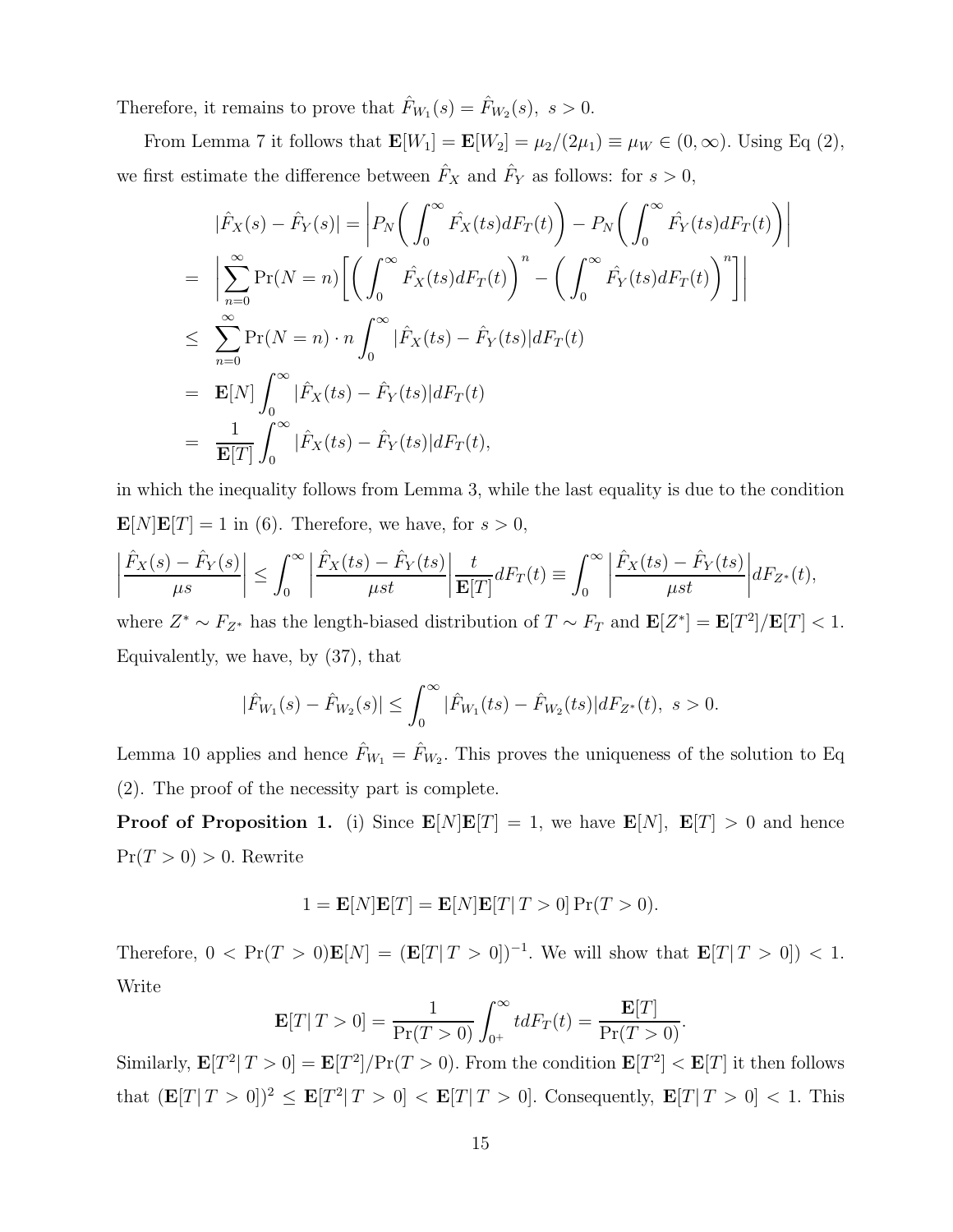Therefore, it remains to prove that $\hat{F}_{W_1}(s) = \hat{F}_{W_2}(s),\ s > 0$.

From Lemma 7 it follows that $\mathbf{E}[W_1] = \mathbf{E}[W_2] = \mu_2/(2\mu_1) \equiv \mu_W \in (0, \infty)$. Using Eq (2), we first estimate the difference between $\hat{F}_X$ and $\hat{F}_Y$ as follows: for $s > 0$,

$$
\begin{aligned}
|\hat{F}_X(s) - \hat{F}_Y(s)| &= \left| P_N\bigg( \int_0^\infty \hat{F}_X(ts) dF_T(t) \bigg) - P_N\bigg( \int_0^\infty \hat{F}_Y(ts) dF_T(t) \bigg) \right| \\
&= \left| \sum_{n=0}^\infty \Pr(N = n) \bigg[ \bigg( \int_0^\infty \hat{F}_X(ts) dF_T(t) \bigg)^n - \bigg( \int_0^\infty \hat{F}_Y(ts) dF_T(t) \bigg)^n \bigg] \right| \\
&\le \sum_{n=0}^\infty \Pr(N = n) \cdot n \int_0^\infty |\hat{F}_X(ts) - \hat{F}_Y(ts)| dF_T(t) \\
&= \mathbf{E}[N] \int_0^\infty |\hat{F}_X(ts) - \hat{F}_Y(ts)| dF_T(t) \\
&= \frac{1}{\mathbf{E}[T]} \int_0^\infty |\hat{F}_X(ts) - \hat{F}_Y(ts)| dF_T(t),
\end{aligned}
$$

in which the inequality follows from Lemma 3, while the last equality is due to the condition $\mathbf{E}[N]\mathbf{E}[T] = 1$ in (6). Therefore, we have, for $s > 0$,

$$
\left| \frac{\hat{F}_X(s) - \hat{F}_Y(s)}{\mu s} \right| \le \int_0^\infty \left| \frac{\hat{F}_X(ts) - \hat{F}_Y(ts)}{\mu st} \right| \frac{t}{\mathbf{E}[T]} dF_T(t) \equiv \int_0^\infty \left| \frac{\hat{F}_X(ts) - \hat{F}_Y(ts)}{\mu st} \right| dF_{Z^*}(t),
$$

where $Z^* \sim F_{Z^*}$ has the length-biased distribution of $T \sim F_T$ and $\mathbf{E}[Z^*] = \mathbf{E}[T^2]/\mathbf{E}[T] < 1$. Equivalently, we have, by (37), that

$$
|\hat{F}_{W_1}(s) - \hat{F}_{W_2}(s)| \le \int_0^\infty |\hat{F}_{W_1}(ts) - \hat{F}_{W_2}(ts)| dF_{Z^*}(t),\ s > 0.
$$

Lemma 10 applies and hence $\hat{F}_{W_1} = \hat{F}_{W_2}$. This proves the uniqueness of the solution to Eq (2). The proof of the necessity part is complete.

**Proof of Proposition 1.** (i) Since $\mathbf{E}[N]\mathbf{E}[T] = 1$, we have $\mathbf{E}[N],\ \mathbf{E}[T] > 0$ and hence $\Pr(T > 0) > 0$. Rewrite

$$
1 = \mathbf{E}[N]\mathbf{E}[T] = \mathbf{E}[N]\mathbf{E}[T|\, T > 0] \Pr(T > 0).
$$

Therefore, $0 < \Pr(T > 0)\mathbf{E}[N] = (\mathbf{E}[T|\, T > 0])^{-1}$. We will show that $\mathbf{E}[T|\, T > 0]) < 1$. Write

$$
\mathbf{E}[T|\, T > 0] = \frac{1}{\Pr(T > 0)} \int_{0^+}^\infty t dF_T(t) = \frac{\mathbf{E}[T]}{\Pr(T > 0)}.
$$

Similarly, $\mathbf{E}[T^2|\, T > 0] = \mathbf{E}[T^2]/\Pr(T > 0)$. From the condition $\mathbf{E}[T^2] < \mathbf{E}[T]$ it then follows that $(\mathbf{E}[T|\, T > 0])^2 \le \mathbf{E}[T^2|\, T > 0] < \mathbf{E}[T|\, T > 0]$. Consequently, $\mathbf{E}[T|\, T > 0] < 1$. This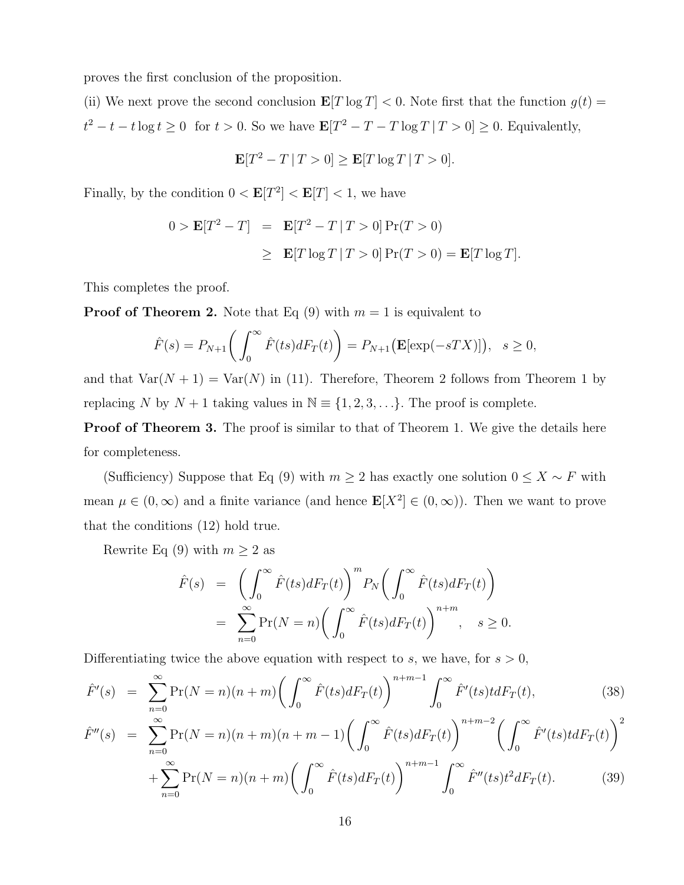proves the first conclusion of the proposition.

(ii) We next prove the second conclusion $\mathbf{E}[T\log T] < 0$. Note first that the function $g(t) = t^2 - t - t\log t \geq 0$ for $t > 0$. So we have $\mathbf{E}[T^2 - T - T\log T \,|\, T > 0] \geq 0$. Equivalently,

$$\mathbf{E}[T^2 - T \,|\, T > 0] \geq \mathbf{E}[T\log T \,|\, T > 0].$$

Finally, by the condition $0 < \mathbf{E}[T^2] < \mathbf{E}[T] < 1$, we have

$$\begin{aligned} 0 > \mathbf{E}[T^2 - T] &= \mathbf{E}[T^2 - T \,|\, T > 0]\Pr(T > 0) \\ &\geq \mathbf{E}[T\log T \,|\, T > 0]\Pr(T > 0) = \mathbf{E}[T\log T]. \end{aligned}$$

This completes the proof.

**Proof of Theorem 2.** Note that Eq (9) with $m = 1$ is equivalent to

$$\hat{F}(s) = P_{N+1}\bigg(\int_0^\infty \hat{F}(ts)dF_T(t)\bigg) = P_{N+1}\big(\mathbf{E}[\exp(-sTX)]\big), \quad s \geq 0,$$

and that $\mathrm{Var}(N+1) = \mathrm{Var}(N)$ in (11). Therefore, Theorem 2 follows from Theorem 1 by replacing $N$ by $N+1$ taking values in $\mathbb{N} \equiv \{1, 2, 3, \ldots\}$. The proof is complete.

**Proof of Theorem 3.** The proof is similar to that of Theorem 1. We give the details here for completeness.

(Sufficiency) Suppose that Eq (9) with $m \geq 2$ has exactly one solution $0 \leq X \sim F$ with mean $\mu \in (0, \infty)$ and a finite variance (and hence $\mathbf{E}[X^2] \in (0, \infty)$). Then we want to prove that the conditions (12) hold true.

Rewrite Eq (9) with $m \geq 2$ as

$$\begin{aligned} \hat{F}(s) &= \bigg(\int_0^\infty \hat{F}(ts)dF_T(t)\bigg)^m P_N\bigg(\int_0^\infty \hat{F}(ts)dF_T(t)\bigg) \\ &= \sum_{n=0}^\infty \Pr(N = n)\bigg(\int_0^\infty \hat{F}(ts)dF_T(t)\bigg)^{n+m}, \quad s \geq 0. \end{aligned}$$

Differentiating twice the above equation with respect to $s$, we have, for $s > 0$,

$$\hat{F}'(s) = \sum_{n=0}^\infty \Pr(N = n)(n+m)\bigg(\int_0^\infty \hat{F}(ts)dF_T(t)\bigg)^{n+m-1} \int_0^\infty \hat{F}'(ts)t\,dF_T(t), \tag{38}$$

$$\begin{aligned} \hat{F}''(s) &= \sum_{n=0}^\infty \Pr(N = n)(n+m)(n+m-1)\bigg(\int_0^\infty \hat{F}(ts)dF_T(t)\bigg)^{n+m-2}\bigg(\int_0^\infty \hat{F}'(ts)t\,dF_T(t)\bigg)^2 \\ &\quad + \sum_{n=0}^\infty \Pr(N = n)(n+m)\bigg(\int_0^\infty \hat{F}(ts)dF_T(t)\bigg)^{n+m-1} \int_0^\infty \hat{F}''(ts)t^2 dF_T(t). \end{aligned} \tag{39}$$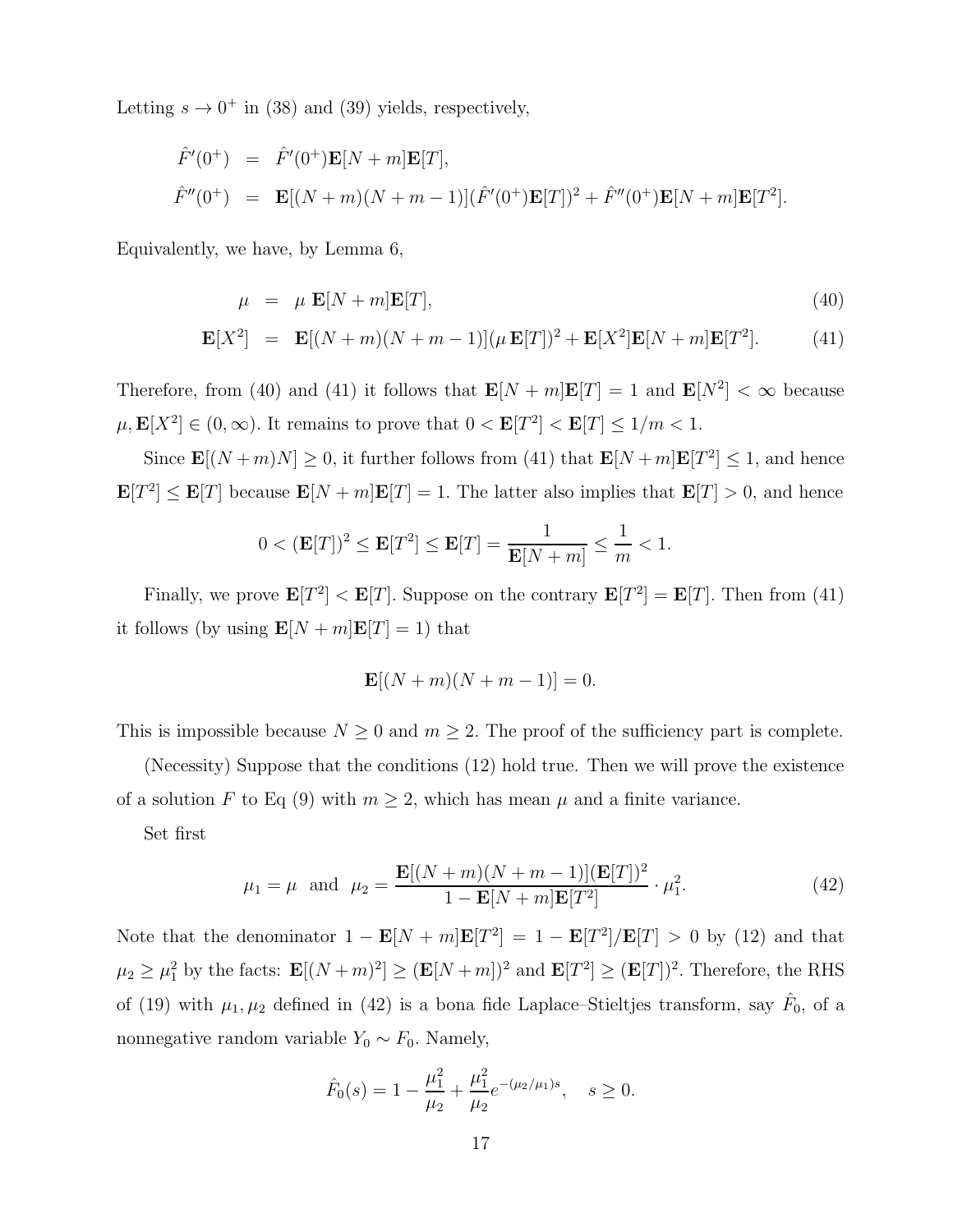Letting $s \to 0^+$ in (38) and (39) yields, respectively,

$$
\begin{aligned}
\hat{F}'(0^+) &= \hat{F}'(0^+)\mathbf{E}[N+m]\mathbf{E}[T], \\
\hat{F}''(0^+) &= \mathbf{E}[(N+m)(N+m-1)](\hat{F}'(0^+)\mathbf{E}[T])^2 + \hat{F}''(0^+)\mathbf{E}[N+m]\mathbf{E}[T^2].
\end{aligned}
$$

Equivalently, we have, by Lemma 6,

$$
\mu = \mu \ \mathbf{E}[N+m]\mathbf{E}[T], \tag{40}
$$

$$
\mathbf{E}[X^2] = \mathbf{E}[(N+m)(N+m-1)](\mu\,\mathbf{E}[T])^2 + \mathbf{E}[X^2]\mathbf{E}[N+m]\mathbf{E}[T^2]. \tag{41}
$$

Therefore, from (40) and (41) it follows that $\mathbf{E}[N+m]\mathbf{E}[T] = 1$ and $\mathbf{E}[N^2] < \infty$ because $\mu, \mathbf{E}[X^2] \in (0, \infty)$. It remains to prove that $0 < \mathbf{E}[T^2] < \mathbf{E}[T] \le 1/m < 1$.

Since $\mathbf{E}[(N+m)N] \ge 0$, it further follows from (41) that $\mathbf{E}[N+m]\mathbf{E}[T^2] \le 1$, and hence $\mathbf{E}[T^2] \le \mathbf{E}[T]$ because $\mathbf{E}[N+m]\mathbf{E}[T] = 1$. The latter also implies that $\mathbf{E}[T] > 0$, and hence

$$
0 < (\mathbf{E}[T])^2 \le \mathbf{E}[T^2] \le \mathbf{E}[T] = \frac{1}{\mathbf{E}[N+m]} \le \frac{1}{m} < 1.
$$

Finally, we prove $\mathbf{E}[T^2] < \mathbf{E}[T]$. Suppose on the contrary $\mathbf{E}[T^2] = \mathbf{E}[T]$. Then from (41) it follows (by using $\mathbf{E}[N+m]\mathbf{E}[T] = 1$) that

$$
\mathbf{E}[(N+m)(N+m-1)] = 0.
$$

This is impossible because $N \ge 0$ and $m \ge 2$. The proof of the sufficiency part is complete.

(Necessity) Suppose that the conditions (12) hold true. Then we will prove the existence of a solution $F$ to Eq (9) with $m \ge 2$, which has mean $\mu$ and a finite variance.

Set first

$$
\mu_1 = \mu \ \text{ and } \ \mu_2 = \frac{\mathbf{E}[(N+m)(N+m-1)](\mathbf{E}[T])^2}{1 - \mathbf{E}[N+m]\mathbf{E}[T^2]} \cdot \mu_1^2. \tag{42}
$$

Note that the denominator $1 - \mathbf{E}[N+m]\mathbf{E}[T^2] = 1 - \mathbf{E}[T^2]/\mathbf{E}[T] > 0$ by (12) and that $\mu_2 \ge \mu_1^2$ by the facts: $\mathbf{E}[(N+m)^2] \ge (\mathbf{E}[N+m])^2$ and $\mathbf{E}[T^2] \ge (\mathbf{E}[T])^2$. Therefore, the RHS of (19) with $\mu_1, \mu_2$ defined in (42) is a bona fide Laplace–Stieltjes transform, say $\hat{F}_0$, of a nonnegative random variable $Y_0 \sim F_0$. Namely,

$$
\hat{F}_0(s) = 1 - \frac{\mu_1^2}{\mu_2} + \frac{\mu_1^2}{\mu_2} e^{-(\mu_2/\mu_1)s}, \quad s \ge 0.
$$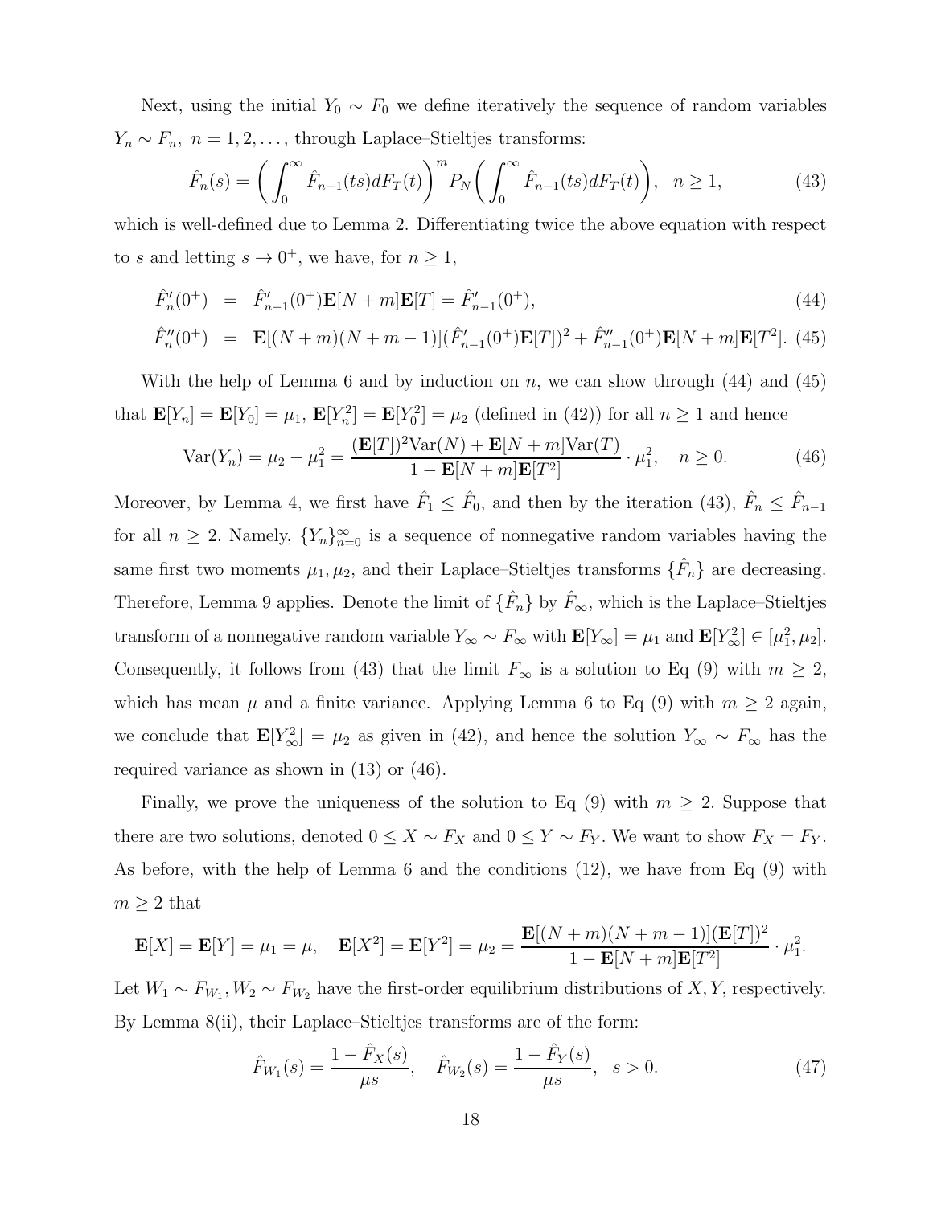Next, using the initial $Y_0 \sim F_0$ we define iteratively the sequence of random variables $Y_n \sim F_n,\ n = 1, 2, \ldots$, through Laplace–Stieltjes transforms:

$$\hat{F}_n(s) = \bigg( \int_0^\infty \hat{F}_{n-1}(ts)dF_T(t) \bigg)^m P_N\bigg( \int_0^\infty \hat{F}_{n-1}(ts)dF_T(t) \bigg), \quad n \geq 1, \tag{43}$$

which is well-defined due to Lemma 2. Differentiating twice the above equation with respect to $s$ and letting $s \to 0^+$, we have, for $n \geq 1$,

$$\hat{F}_n'(0^+) = \hat{F}_{n-1}'(0^+)\mathbf{E}[N+m]\mathbf{E}[T] = \hat{F}_{n-1}'(0^+), \tag{44}$$

$$\hat{F}_n''(0^+) = \mathbf{E}[(N+m)(N+m-1)](\hat{F}_{n-1}'(0^+)\mathbf{E}[T])^2 + \hat{F}_{n-1}''(0^+)\mathbf{E}[N+m]\mathbf{E}[T^2]. \tag{45}$$

With the help of Lemma 6 and by induction on $n$, we can show through (44) and (45) that $\mathbf{E}[Y_n] = \mathbf{E}[Y_0] = \mu_1$, $\mathbf{E}[Y_n^2] = \mathbf{E}[Y_0^2] = \mu_2$ (defined in (42)) for all $n \geq 1$ and hence

$$\mathrm{Var}(Y_n) = \mu_2 - \mu_1^2 = \frac{(\mathbf{E}[T])^2\mathrm{Var}(N) + \mathbf{E}[N+m]\mathrm{Var}(T)}{1 - \mathbf{E}[N+m]\mathbf{E}[T^2]} \cdot \mu_1^2, \quad n \geq 0. \tag{46}$$

Moreover, by Lemma 4, we first have $\hat{F}_1 \leq \hat{F}_0$, and then by the iteration (43), $\hat{F}_n \leq \hat{F}_{n-1}$ for all $n \geq 2$. Namely, $\{Y_n\}_{n=0}^\infty$ is a sequence of nonnegative random variables having the same first two moments $\mu_1, \mu_2$, and their Laplace–Stieltjes transforms $\{\hat{F}_n\}$ are decreasing. Therefore, Lemma 9 applies. Denote the limit of $\{\hat{F}_n\}$ by $\hat{F}_\infty$, which is the Laplace–Stieltjes transform of a nonnegative random variable $Y_\infty \sim F_\infty$ with $\mathbf{E}[Y_\infty] = \mu_1$ and $\mathbf{E}[Y_\infty^2] \in [\mu_1^2, \mu_2]$. Consequently, it follows from (43) that the limit $F_\infty$ is a solution to Eq (9) with $m \geq 2$, which has mean $\mu$ and a finite variance. Applying Lemma 6 to Eq (9) with $m \geq 2$ again, we conclude that $\mathbf{E}[Y_\infty^2] = \mu_2$ as given in (42), and hence the solution $Y_\infty \sim F_\infty$ has the required variance as shown in (13) or (46).

Finally, we prove the uniqueness of the solution to Eq (9) with $m \geq 2$. Suppose that there are two solutions, denoted $0 \leq X \sim F_X$ and $0 \leq Y \sim F_Y$. We want to show $F_X = F_Y$. As before, with the help of Lemma 6 and the conditions (12), we have from Eq (9) with $m \geq 2$ that

$$\mathbf{E}[X] = \mathbf{E}[Y] = \mu_1 = \mu, \quad \mathbf{E}[X^2] = \mathbf{E}[Y^2] = \mu_2 = \frac{\mathbf{E}[(N+m)(N+m-1)](\mathbf{E}[T])^2}{1 - \mathbf{E}[N+m]\mathbf{E}[T^2]} \cdot \mu_1^2.$$

Let $W_1 \sim F_{W_1}, W_2 \sim F_{W_2}$ have the first-order equilibrium distributions of $X, Y$, respectively. By Lemma 8(ii), their Laplace–Stieltjes transforms are of the form:

$$\hat{F}_{W_1}(s) = \frac{1 - \hat{F}_X(s)}{\mu s}, \quad \hat{F}_{W_2}(s) = \frac{1 - \hat{F}_Y(s)}{\mu s}, \quad s > 0. \tag{47}$$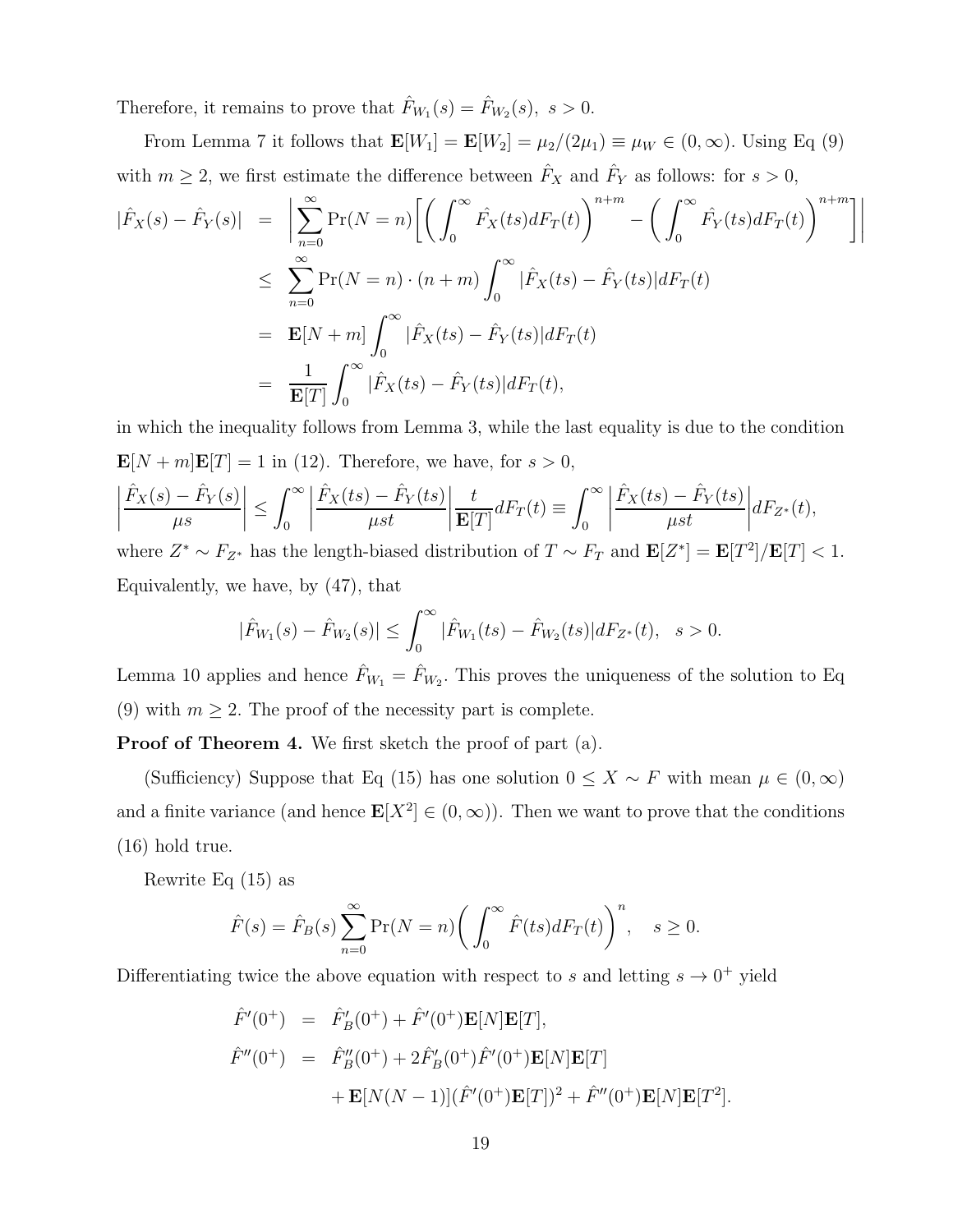Therefore, it remains to prove that $\hat{F}_{W_1}(s) = \hat{F}_{W_2}(s),\ s > 0$.

From Lemma 7 it follows that $\mathbf{E}[W_1] = \mathbf{E}[W_2] = \mu_2/(2\mu_1) \equiv \mu_W \in (0, \infty)$. Using Eq (9) with $m \geq 2$, we first estimate the difference between $\hat{F}_X$ and $\hat{F}_Y$ as follows: for $s > 0$,

$$
\begin{aligned}
|\hat{F}_X(s) - \hat{F}_Y(s)| &= \Bigg|\sum_{n=0}^{\infty} \Pr(N=n)\Bigg[\Big(\int_0^\infty \hat{F}_X(ts)dF_T(t)\Big)^{n+m} - \Big(\int_0^\infty \hat{F}_Y(ts)dF_T(t)\Big)^{n+m}\Bigg]\Bigg| \\
&\leq \sum_{n=0}^{\infty} \Pr(N=n)\cdot(n+m)\int_0^\infty |\hat{F}_X(ts) - \hat{F}_Y(ts)|dF_T(t) \\
&= \mathbf{E}[N+m]\int_0^\infty |\hat{F}_X(ts) - \hat{F}_Y(ts)|dF_T(t) \\
&= \frac{1}{\mathbf{E}[T]}\int_0^\infty |\hat{F}_X(ts) - \hat{F}_Y(ts)|dF_T(t),
\end{aligned}
$$

in which the inequality follows from Lemma 3, while the last equality is due to the condition $\mathbf{E}[N+m]\mathbf{E}[T] = 1$ in (12). Therefore, we have, for $s > 0$,

$$
\left|\frac{\hat{F}_X(s) - \hat{F}_Y(s)}{\mu s}\right| \leq \int_0^\infty \left|\frac{\hat{F}_X(ts) - \hat{F}_Y(ts)}{\mu st}\right|\frac{t}{\mathbf{E}[T]}dF_T(t) \equiv \int_0^\infty \left|\frac{\hat{F}_X(ts) - \hat{F}_Y(ts)}{\mu st}\right|dF_{Z^*}(t),
$$

where $Z^* \sim F_{Z^*}$ has the length-biased distribution of $T \sim F_T$ and $\mathbf{E}[Z^*] = \mathbf{E}[T^2]/\mathbf{E}[T] < 1$. Equivalently, we have, by (47), that

$$
|\hat{F}_{W_1}(s) - \hat{F}_{W_2}(s)| \leq \int_0^\infty |\hat{F}_{W_1}(ts) - \hat{F}_{W_2}(ts)|dF_{Z^*}(t), \quad s > 0.
$$

Lemma 10 applies and hence $\hat{F}_{W_1} = \hat{F}_{W_2}$. This proves the uniqueness of the solution to Eq (9) with $m \geq 2$. The proof of the necessity part is complete.

**Proof of Theorem 4.** We first sketch the proof of part (a).

(Sufficiency) Suppose that Eq (15) has one solution $0 \leq X \sim F$ with mean $\mu \in (0, \infty)$ and a finite variance (and hence $\mathbf{E}[X^2] \in (0, \infty)$). Then we want to prove that the conditions (16) hold true.

Rewrite Eq (15) as

$$
\hat{F}(s) = \hat{F}_B(s)\sum_{n=0}^{\infty} \Pr(N=n)\Big(\int_0^\infty \hat{F}(ts)dF_T(t)\Big)^n, \quad s \geq 0.
$$

Differentiating twice the above equation with respect to $s$ and letting $s \to 0^+$ yield

$$
\begin{aligned}
\hat{F}'(0^+) &= \hat{F}_B'(0^+) + \hat{F}'(0^+)\mathbf{E}[N]\mathbf{E}[T], \\
\hat{F}''(0^+) &= \hat{F}_B''(0^+) + 2\hat{F}_B'(0^+)\hat{F}'(0^+)\mathbf{E}[N]\mathbf{E}[T] \\
&\quad + \mathbf{E}[N(N-1)](\hat{F}'(0^+)\mathbf{E}[T])^2 + \hat{F}''(0^+)\mathbf{E}[N]\mathbf{E}[T^2].
\end{aligned}
$$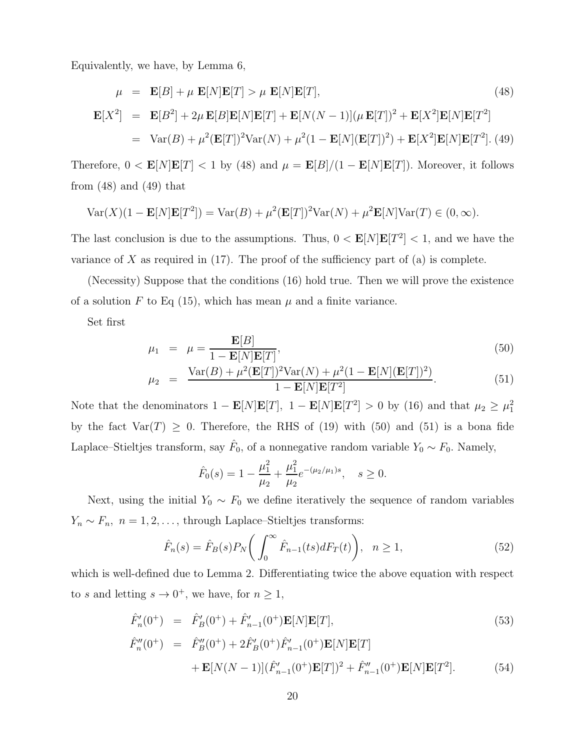Equivalently, we have, by Lemma 6,

$$
\begin{aligned}
\mu &= \mathbf{E}[B] + \mu\, \mathbf{E}[N]\mathbf{E}[T] > \mu\, \mathbf{E}[N]\mathbf{E}[T], && (48)\\
\mathbf{E}[X^2] &= \mathbf{E}[B^2] + 2\mu\, \mathbf{E}[B]\mathbf{E}[N]\mathbf{E}[T] + \mathbf{E}[N(N-1)](\mu\, \mathbf{E}[T])^2 + \mathbf{E}[X^2]\mathbf{E}[N]\mathbf{E}[T^2] \\
&= \mathrm{Var}(B) + \mu^2(\mathbf{E}[T])^2\mathrm{Var}(N) + \mu^2(1 - \mathbf{E}[N](\mathbf{E}[T])^2) + \mathbf{E}[X^2]\mathbf{E}[N]\mathbf{E}[T^2]. && (49)
\end{aligned}
$$

Therefore, $0 < \mathbf{E}[N]\mathbf{E}[T] < 1$ by (48) and $\mu = \mathbf{E}[B]/(1 - \mathbf{E}[N]\mathbf{E}[T])$. Moreover, it follows from (48) and (49) that

$$
\mathrm{Var}(X)(1 - \mathbf{E}[N]\mathbf{E}[T^2]) = \mathrm{Var}(B) + \mu^2(\mathbf{E}[T])^2\mathrm{Var}(N) + \mu^2\mathbf{E}[N]\mathrm{Var}(T) \in (0, \infty).
$$

The last conclusion is due to the assumptions. Thus, $0 < \mathbf{E}[N]\mathbf{E}[T^2] < 1$, and we have the variance of $X$ as required in (17). The proof of the sufficiency part of (a) is complete.

(Necessity) Suppose that the conditions (16) hold true. Then we will prove the existence of a solution $F$ to Eq (15), which has mean $\mu$ and a finite variance.

Set first

$$
\begin{aligned}
\mu_1 &= \mu = \frac{\mathbf{E}[B]}{1 - \mathbf{E}[N]\mathbf{E}[T]}, && (50)\\
\mu_2 &= \frac{\mathrm{Var}(B) + \mu^2(\mathbf{E}[T])^2\mathrm{Var}(N) + \mu^2(1 - \mathbf{E}[N](\mathbf{E}[T])^2)}{1 - \mathbf{E}[N]\mathbf{E}[T^2]}. && (51)
\end{aligned}
$$

Note that the denominators $1 - \mathbf{E}[N]\mathbf{E}[T],\ 1 - \mathbf{E}[N]\mathbf{E}[T^2] > 0$ by (16) and that $\mu_2 \geq \mu_1^2$ by the fact $\mathrm{Var}(T) \geq 0$. Therefore, the RHS of (19) with (50) and (51) is a bona fide Laplace–Stieltjes transform, say $\hat{F}_0$, of a nonnegative random variable $Y_0 \sim F_0$. Namely,

$$
\hat{F}_0(s) = 1 - \frac{\mu_1^2}{\mu_2} + \frac{\mu_1^2}{\mu_2}e^{-(\mu_2/\mu_1)s}, \quad s \geq 0.
$$

Next, using the initial $Y_0 \sim F_0$ we define iteratively the sequence of random variables $Y_n \sim F_n,\ n = 1, 2, \ldots,$ through Laplace–Stieltjes transforms:

$$
\hat{F}_n(s) = \hat{F}_B(s)P_N\bigg(\int_0^\infty \hat{F}_{n-1}(ts)dF_T(t)\bigg), \quad n \geq 1, \tag{52}
$$

which is well-defined due to Lemma 2. Differentiating twice the above equation with respect to $s$ and letting $s \to 0^+$, we have, for $n \geq 1$,

$$
\begin{aligned}
\hat{F}_n'(0^+) &= \hat{F}_B'(0^+) + \hat{F}_{n-1}'(0^+)\mathbf{E}[N]\mathbf{E}[T], && (53)\\
\hat{F}_n''(0^+) &= \hat{F}_B''(0^+) + 2\hat{F}_B'(0^+)\hat{F}_{n-1}'(0^+)\mathbf{E}[N]\mathbf{E}[T] \\
&\quad + \mathbf{E}[N(N-1)](\hat{F}_{n-1}'(0^+)\mathbf{E}[T])^2 + \hat{F}_{n-1}''(0^+)\mathbf{E}[N]\mathbf{E}[T^2]. && (54)
\end{aligned}
$$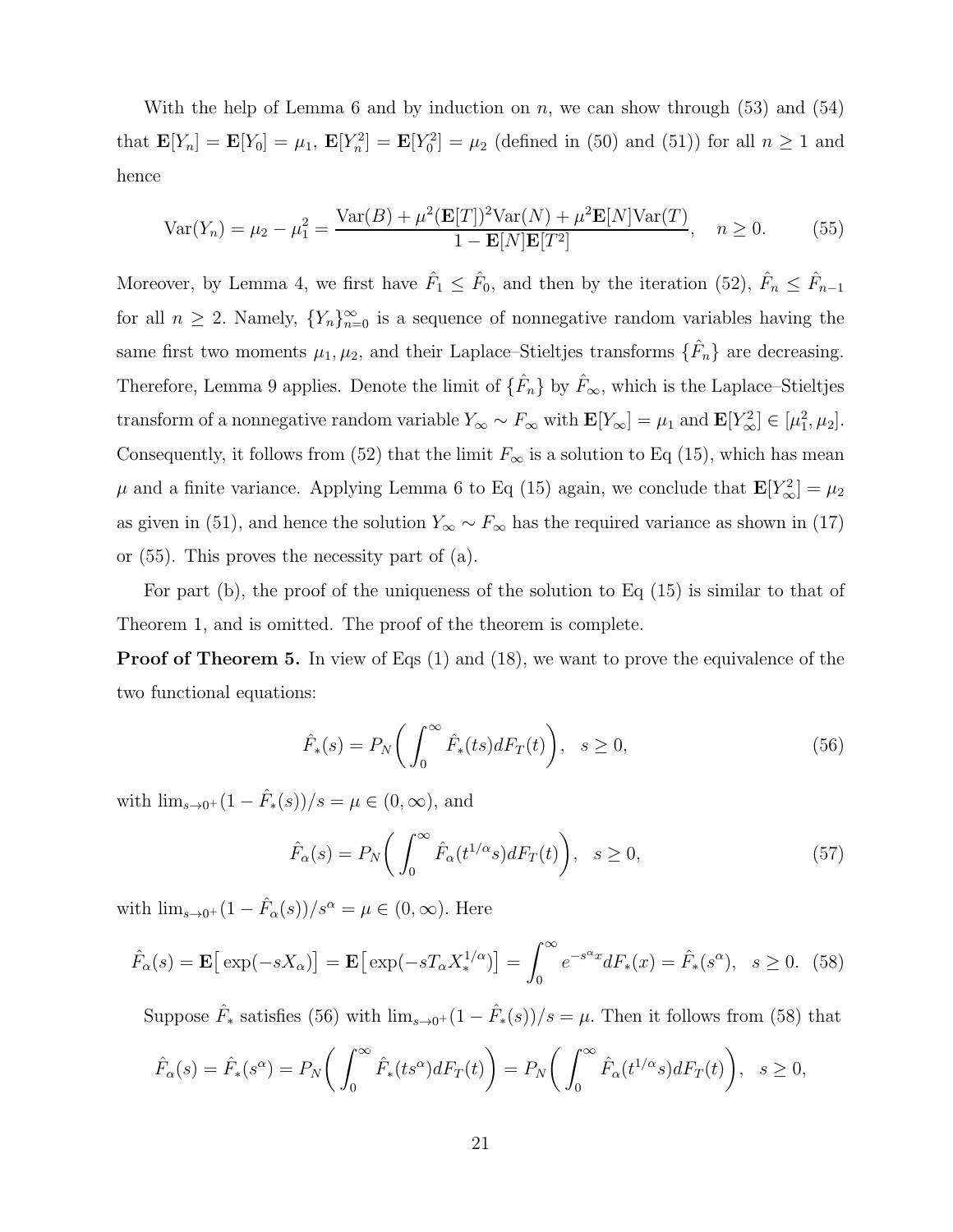With the help of Lemma 6 and by induction on $n$, we can show through (53) and (54) that $\mathbf{E}[Y_n] = \mathbf{E}[Y_0] = \mu_1$, $\mathbf{E}[Y_n^2] = \mathbf{E}[Y_0^2] = \mu_2$ (defined in (50) and (51)) for all $n \geq 1$ and hence

$$\mathrm{Var}(Y_n) = \mu_2 - \mu_1^2 = \frac{\mathrm{Var}(B) + \mu^2(\mathbf{E}[T])^2\mathrm{Var}(N) + \mu^2\mathbf{E}[N]\mathrm{Var}(T)}{1 - \mathbf{E}[N]\mathbf{E}[T^2]}, \quad n \geq 0. \tag{55}$$

Moreover, by Lemma 4, we first have $\hat{F}_1 \leq \hat{F}_0$, and then by the iteration (52), $\hat{F}_n \leq \hat{F}_{n-1}$ for all $n \geq 2$. Namely, $\{Y_n\}_{n=0}^{\infty}$ is a sequence of nonnegative random variables having the same first two moments $\mu_1, \mu_2$, and their Laplace–Stieltjes transforms $\{\hat{F}_n\}$ are decreasing. Therefore, Lemma 9 applies. Denote the limit of $\{\hat{F}_n\}$ by $\hat{F}_\infty$, which is the Laplace–Stieltjes transform of a nonnegative random variable $Y_\infty \sim F_\infty$ with $\mathbf{E}[Y_\infty] = \mu_1$ and $\mathbf{E}[Y_\infty^2] \in [\mu_1^2, \mu_2]$. Consequently, it follows from (52) that the limit $F_\infty$ is a solution to Eq (15), which has mean $\mu$ and a finite variance. Applying Lemma 6 to Eq (15) again, we conclude that $\mathbf{E}[Y_\infty^2] = \mu_2$ as given in (51), and hence the solution $Y_\infty \sim F_\infty$ has the required variance as shown in (17) or (55). This proves the necessity part of (a).

For part (b), the proof of the uniqueness of the solution to Eq (15) is similar to that of Theorem 1, and is omitted. The proof of the theorem is complete.

**Proof of Theorem 5.** In view of Eqs (1) and (18), we want to prove the equivalence of the two functional equations:

$$\hat{F}_*(s) = P_N\bigg(\int_0^\infty \hat{F}_*(ts)dF_T(t)\bigg), \quad s \geq 0, \tag{56}$$

with $\lim_{s\to 0^+}(1 - \hat{F}_*(s))/s = \mu \in (0, \infty)$, and

$$\hat{F}_\alpha(s) = P_N\bigg(\int_0^\infty \hat{F}_\alpha(t^{1/\alpha}s)dF_T(t)\bigg), \quad s \geq 0, \tag{57}$$

with $\lim_{s\to 0^+}(1 - \hat{F}_\alpha(s))/s^\alpha = \mu \in (0, \infty)$. Here

$$\hat{F}_\alpha(s) = \mathbf{E}\big[\exp(-sX_\alpha)\big] = \mathbf{E}\big[\exp(-sT_\alpha X_*^{1/\alpha})\big] = \int_0^\infty e^{-s^\alpha x}dF_*(x) = \hat{F}_*(s^\alpha), \quad s \geq 0. \tag{58}$$

Suppose $\hat{F}_*$ satisfies (56) with $\lim_{s\to 0^+}(1 - \hat{F}_*(s))/s = \mu$. Then it follows from (58) that

$$\hat{F}_\alpha(s) = \hat{F}_*(s^\alpha) = P_N\bigg(\int_0^\infty \hat{F}_*(ts^\alpha)dF_T(t)\bigg) = P_N\bigg(\int_0^\infty \hat{F}_\alpha(t^{1/\alpha}s)dF_T(t)\bigg), \quad s \geq 0,$$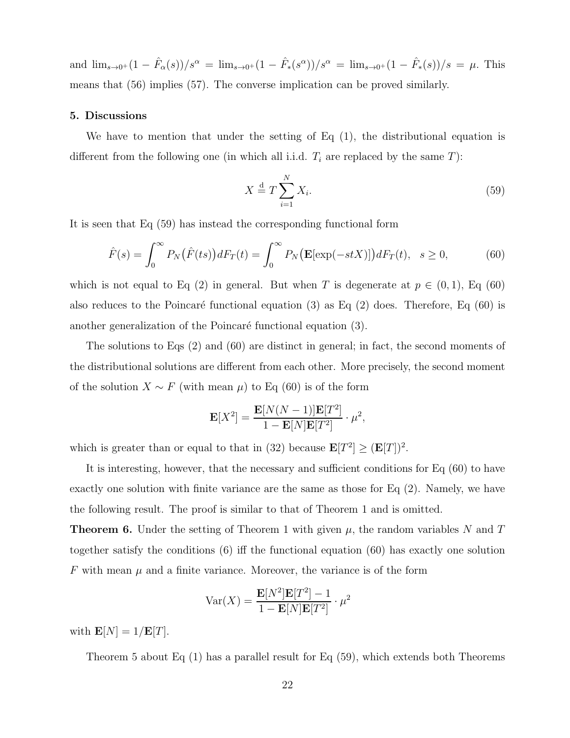and $\lim_{s\to 0^+}(1-\hat{F}_\alpha(s))/s^\alpha = \lim_{s\to 0^+}(1-\hat{F}_*(s^\alpha))/s^\alpha = \lim_{s\to 0^+}(1-\hat{F}_*(s))/s = \mu$. This means that (56) implies (57). The converse implication can be proved similarly.

## 5. Discussions

We have to mention that under the setting of Eq (1), the distributional equation is different from the following one (in which all i.i.d. $T_i$ are replaced by the same $T$):

$$X \stackrel{\mathrm{d}}{=} T\sum_{i=1}^{N} X_i. \tag{59}$$

It is seen that Eq (59) has instead the corresponding functional form

$$\hat{F}(s) = \int_0^\infty P_N\big(\hat{F}(ts)\big)dF_T(t) = \int_0^\infty P_N\big(\mathbf{E}[\exp(-stX)]\big)dF_T(t), \quad s \ge 0, \tag{60}$$

which is not equal to Eq (2) in general. But when $T$ is degenerate at $p \in (0,1)$, Eq (60) also reduces to the Poincaré functional equation (3) as Eq (2) does. Therefore, Eq (60) is another generalization of the Poincaré functional equation (3).

The solutions to Eqs (2) and (60) are distinct in general; in fact, the second moments of the distributional solutions are different from each other. More precisely, the second moment of the solution $X \sim F$ (with mean $\mu$) to Eq (60) is of the form

$$\mathbf{E}[X^2] = \frac{\mathbf{E}[N(N-1)]\mathbf{E}[T^2]}{1-\mathbf{E}[N]\mathbf{E}[T^2]} \cdot \mu^2,$$

which is greater than or equal to that in (32) because $\mathbf{E}[T^2] \ge (\mathbf{E}[T])^2$.

It is interesting, however, that the necessary and sufficient conditions for Eq (60) to have exactly one solution with finite variance are the same as those for Eq (2). Namely, we have the following result. The proof is similar to that of Theorem 1 and is omitted.

**Theorem 6.** Under the setting of Theorem 1 with given $\mu$, the random variables $N$ and $T$ together satisfy the conditions (6) iff the functional equation (60) has exactly one solution $F$ with mean $\mu$ and a finite variance. Moreover, the variance is of the form

$$\mathrm{Var}(X) = \frac{\mathbf{E}[N^2]\mathbf{E}[T^2]-1}{1-\mathbf{E}[N]\mathbf{E}[T^2]} \cdot \mu^2$$

with $\mathbf{E}[N] = 1/\mathbf{E}[T]$.

Theorem 5 about Eq (1) has a parallel result for Eq (59), which extends both Theorems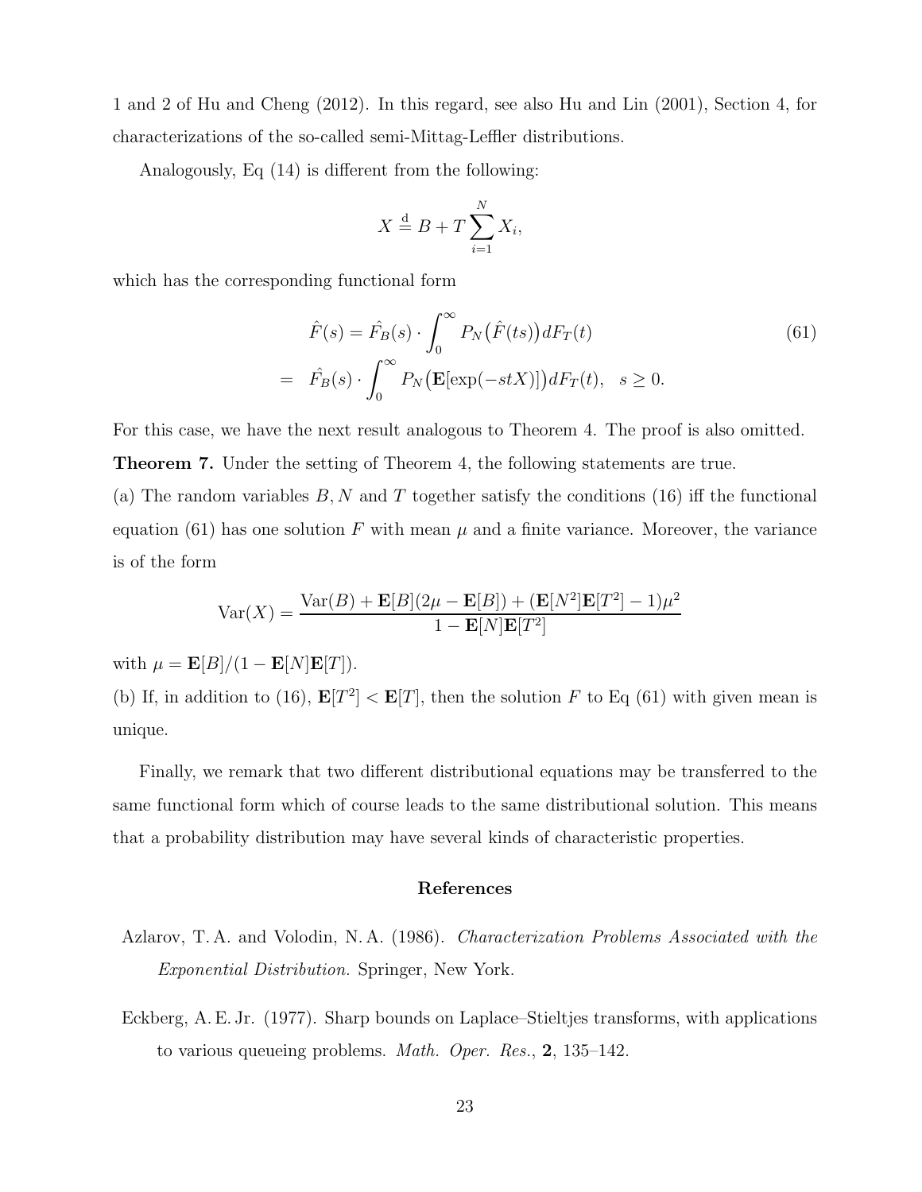1 and 2 of Hu and Cheng (2012). In this regard, see also Hu and Lin (2001), Section 4, for characterizations of the so-called semi-Mittag-Leffler distributions.

Analogously, Eq (14) is different from the following:

$$X \stackrel{\mathrm{d}}{=} B + T\sum_{i=1}^{N} X_i,$$

which has the corresponding functional form

$$\begin{aligned} \hat{F}(s) &= \hat{F}_B(s)\cdot \int_0^\infty P_N\big(\hat{F}(ts)\big)dF_T(t) \qquad (61)\\ &= \hat{F}_B(s)\cdot \int_0^\infty P_N\big(\mathbf{E}[\exp(-stX)]\big)dF_T(t), \quad s\ge 0. \end{aligned}$$

For this case, we have the next result analogous to Theorem 4. The proof is also omitted.

**Theorem 7.** Under the setting of Theorem 4, the following statements are true.

(a) The random variables $B, N$ and $T$ together satisfy the conditions (16) iff the functional equation (61) has one solution $F$ with mean $\mu$ and a finite variance. Moreover, the variance is of the form

$$\mathrm{Var}(X) = \frac{\mathrm{Var}(B) + \mathbf{E}[B](2\mu - \mathbf{E}[B]) + (\mathbf{E}[N^2]\mathbf{E}[T^2]-1)\mu^2}{1-\mathbf{E}[N]\mathbf{E}[T^2]}$$

with $\mu = \mathbf{E}[B]/(1-\mathbf{E}[N]\mathbf{E}[T])$.

(b) If, in addition to (16), $\mathbf{E}[T^2] < \mathbf{E}[T]$, then the solution $F$ to Eq (61) with given mean is unique.

Finally, we remark that two different distributional equations may be transferred to the same functional form which of course leads to the same distributional solution. This means that a probability distribution may have several kinds of characteristic properties.

## References

Azlarov, T. A. and Volodin, N. A. (1986). *Characterization Problems Associated with the Exponential Distribution.* Springer, New York.

Eckberg, A. E. Jr. (1977). Sharp bounds on Laplace–Stieltjes transforms, with applications to various queueing problems. *Math. Oper. Res.*, **2**, 135–142.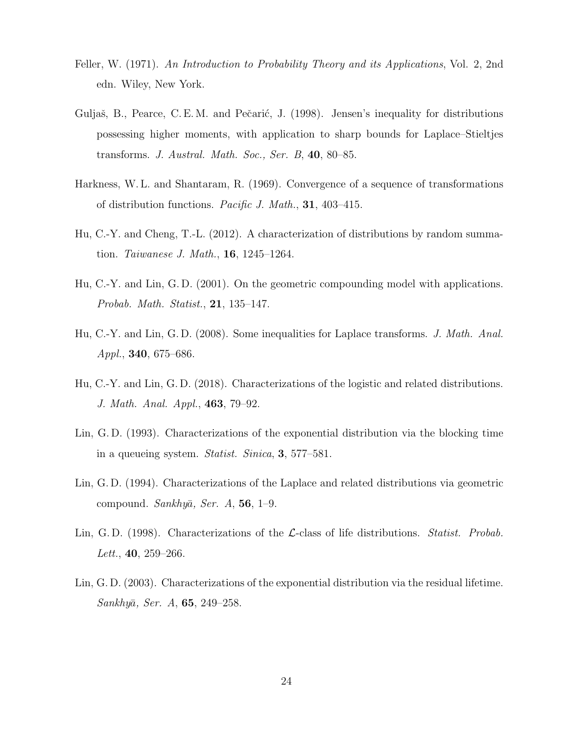Feller, W. (1971). *An Introduction to Probability Theory and its Applications*, Vol. 2, 2nd edn. Wiley, New York.

Guljaš, B., Pearce, C. E. M. and Pečarić, J. (1998). Jensen's inequality for distributions possessing higher moments, with application to sharp bounds for Laplace–Stieltjes transforms. *J. Austral. Math. Soc., Ser. B*, **40**, 80–85.

Harkness, W. L. and Shantaram, R. (1969). Convergence of a sequence of transformations of distribution functions. *Pacific J. Math.*, **31**, 403–415.

Hu, C.-Y. and Cheng, T.-L. (2012). A characterization of distributions by random summation. *Taiwanese J. Math.*, **16**, 1245–1264.

Hu, C.-Y. and Lin, G. D. (2001). On the geometric compounding model with applications. *Probab. Math. Statist.*, **21**, 135–147.

Hu, C.-Y. and Lin, G. D. (2008). Some inequalities for Laplace transforms. *J. Math. Anal. Appl.*, **340**, 675–686.

Hu, C.-Y. and Lin, G. D. (2018). Characterizations of the logistic and related distributions. *J. Math. Anal. Appl.*, **463**, 79–92.

Lin, G. D. (1993). Characterizations of the exponential distribution via the blocking time in a queueing system. *Statist. Sinica*, **3**, 577–581.

Lin, G. D. (1994). Characterizations of the Laplace and related distributions via geometric compound. *Sankhyā, Ser. A*, **56**, 1–9.

Lin, G. D. (1998). Characterizations of the $\mathcal{L}$-class of life distributions. *Statist. Probab. Lett.*, **40**, 259–266.

Lin, G. D. (2003). Characterizations of the exponential distribution via the residual lifetime. *Sankhyā, Ser. A*, **65**, 249–258.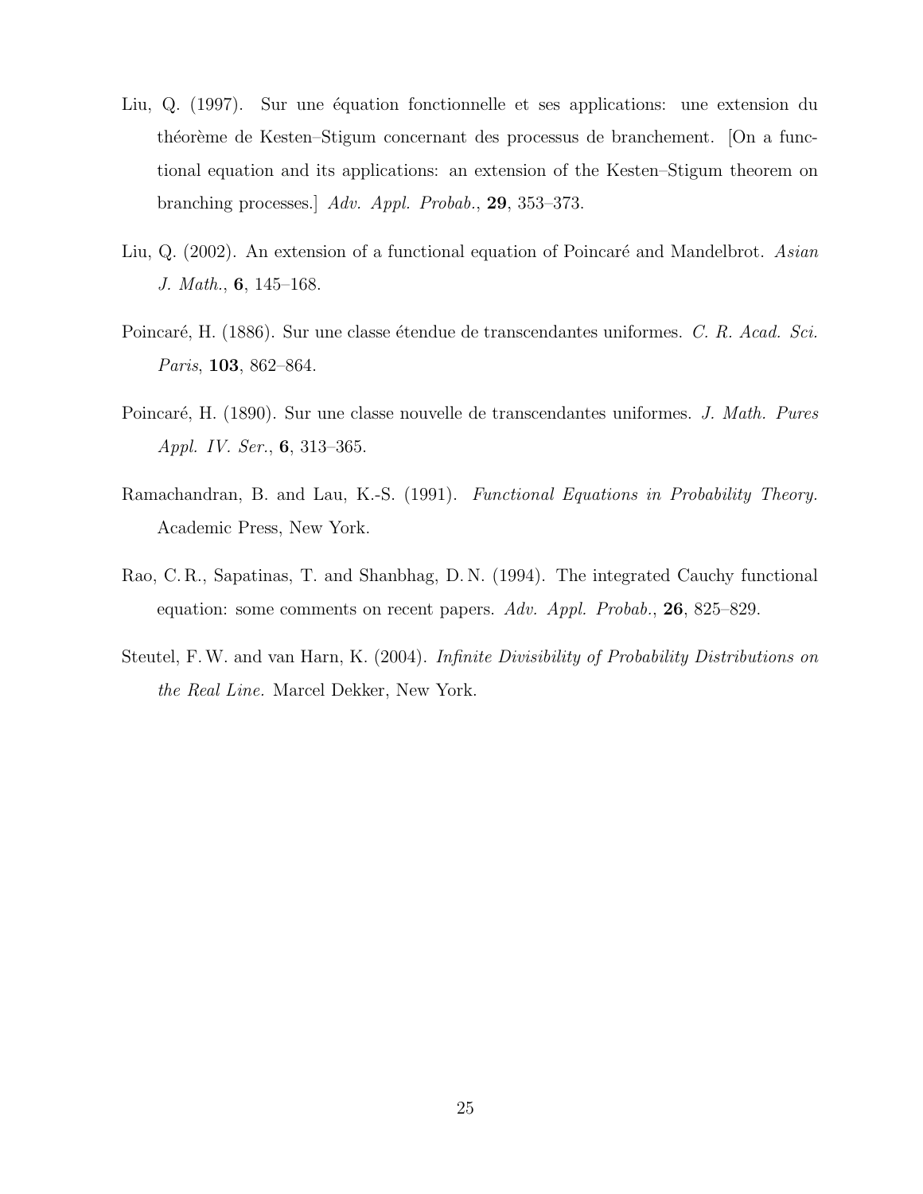Liu, Q. (1997). Sur une équation fonctionnelle et ses applications: une extension du théorème de Kesten–Stigum concernant des processus de branchement. [On a functional equation and its applications: an extension of the Kesten–Stigum theorem on branching processes.] *Adv. Appl. Probab.*, **29**, 353–373.

Liu, Q. (2002). An extension of a functional equation of Poincaré and Mandelbrot. *Asian J. Math.*, **6**, 145–168.

Poincaré, H. (1886). Sur une classe étendue de transcendantes uniformes. *C. R. Acad. Sci. Paris*, **103**, 862–864.

Poincaré, H. (1890). Sur une classe nouvelle de transcendantes uniformes. *J. Math. Pures Appl. IV. Ser.*, **6**, 313–365.

Ramachandran, B. and Lau, K.-S. (1991). *Functional Equations in Probability Theory.* Academic Press, New York.

Rao, C. R., Sapatinas, T. and Shanbhag, D. N. (1994). The integrated Cauchy functional equation: some comments on recent papers. *Adv. Appl. Probab.*, **26**, 825–829.

Steutel, F. W. and van Harn, K. (2004). *Infinite Divisibility of Probability Distributions on the Real Line.* Marcel Dekker, New York.